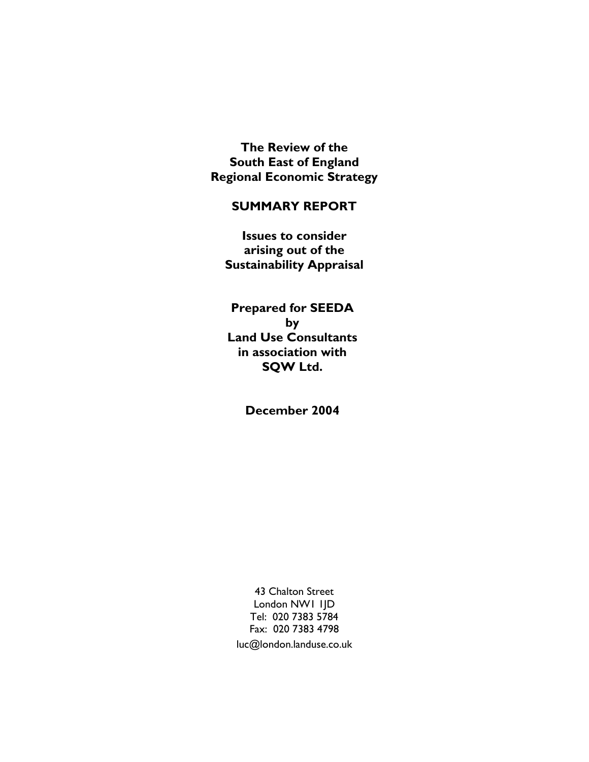# The Review of the South East of England Regional Economic Strategy

## SUMMARY REPORT

**Issues to consider arising out of the Sustainability Appraisal**

**Prepared for SEEDA**
**by**
**Land Use Consultants**
**in association with**
**SQW Ltd.**

**December 2004**

43 Chalton Street
London NW1 1JD
Tel: 020 7383 5784
Fax: 020 7383 4798
luc@london.landuse.co.uk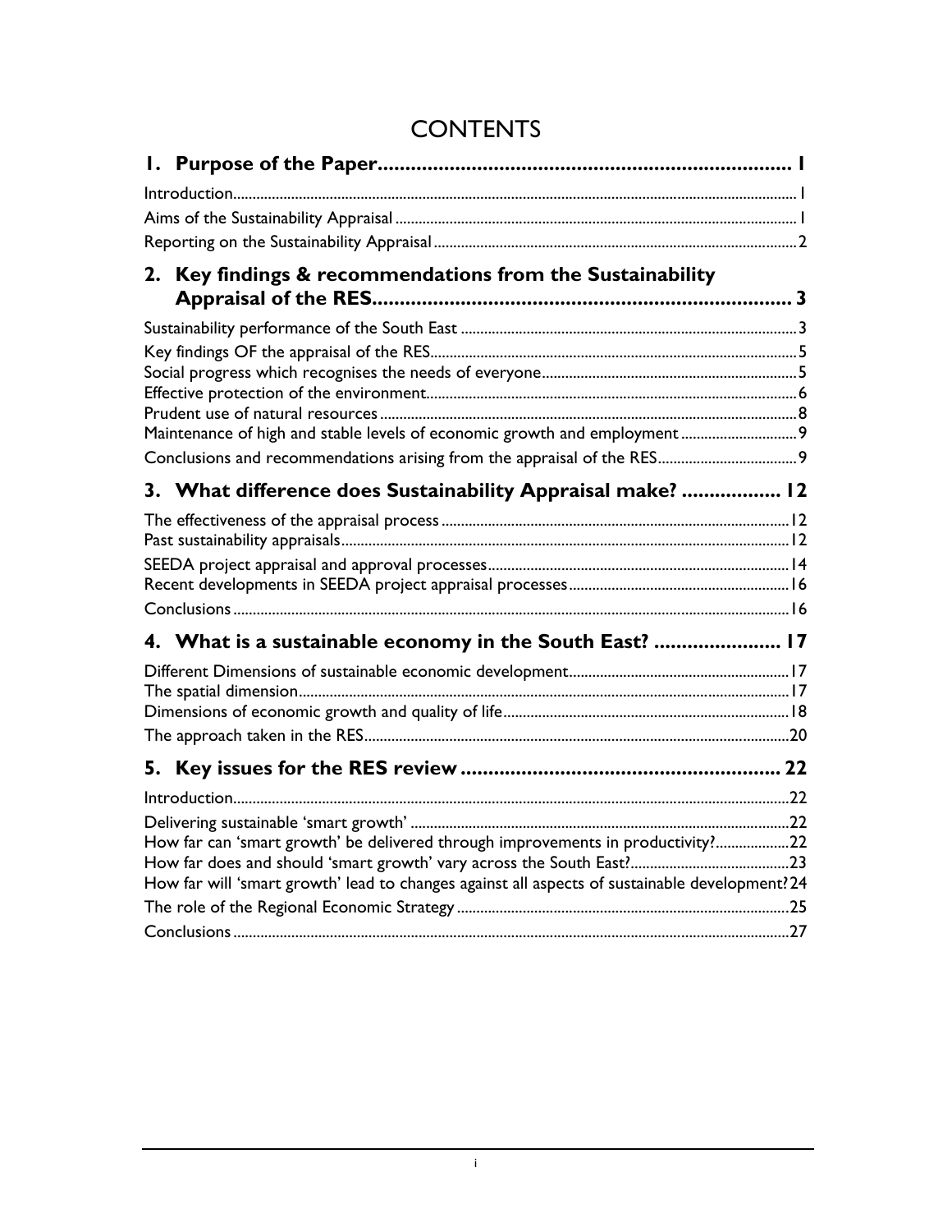# CONTENTS

**1. Purpose of the Paper ........................................................................ 1**

Introduction ........................................................................ 1
Aims of the Sustainability Appraisal ........................................................................ 1
Reporting on the Sustainability Appraisal ........................................................................ 2

**2. Key findings & recommendations from the Sustainability Appraisal of the RES ........................................................................ 3**

Sustainability performance of the South East ........................................................................ 3
Key findings OF the appraisal of the RES ........................................................................ 5
Social progress which recognises the needs of everyone ........................................................................ 5
Effective protection of the environment ........................................................................ 6
Prudent use of natural resources ........................................................................ 8
Maintenance of high and stable levels of economic growth and employment ........................................................................ 9
Conclusions and recommendations arising from the appraisal of the RES ........................................................................ 9

**3. What difference does Sustainability Appraisal make? ........................................................................ 12**

The effectiveness of the appraisal process ........................................................................ 12
Past sustainability appraisals ........................................................................ 12
SEEDA project appraisal and approval processes ........................................................................ 14
Recent developments in SEEDA project appraisal processes ........................................................................ 16
Conclusions ........................................................................ 16

**4. What is a sustainable economy in the South East? ........................................................................ 17**

Different Dimensions of sustainable economic development ........................................................................ 17
The spatial dimension ........................................................................ 17
Dimensions of economic growth and quality of life ........................................................................ 18
The approach taken in the RES ........................................................................ 20

**5. Key issues for the RES review ........................................................................ 22**

Introduction ........................................................................ 22
Delivering sustainable 'smart growth' ........................................................................ 22
How far can 'smart growth' be delivered through improvements in productivity? ........................................................................ 22
How far does and should 'smart growth' vary across the South East? ........................................................................ 23
How far will 'smart growth' lead to changes against all aspects of sustainable development? 24
The role of the Regional Economic Strategy ........................................................................ 25
Conclusions ........................................................................ 27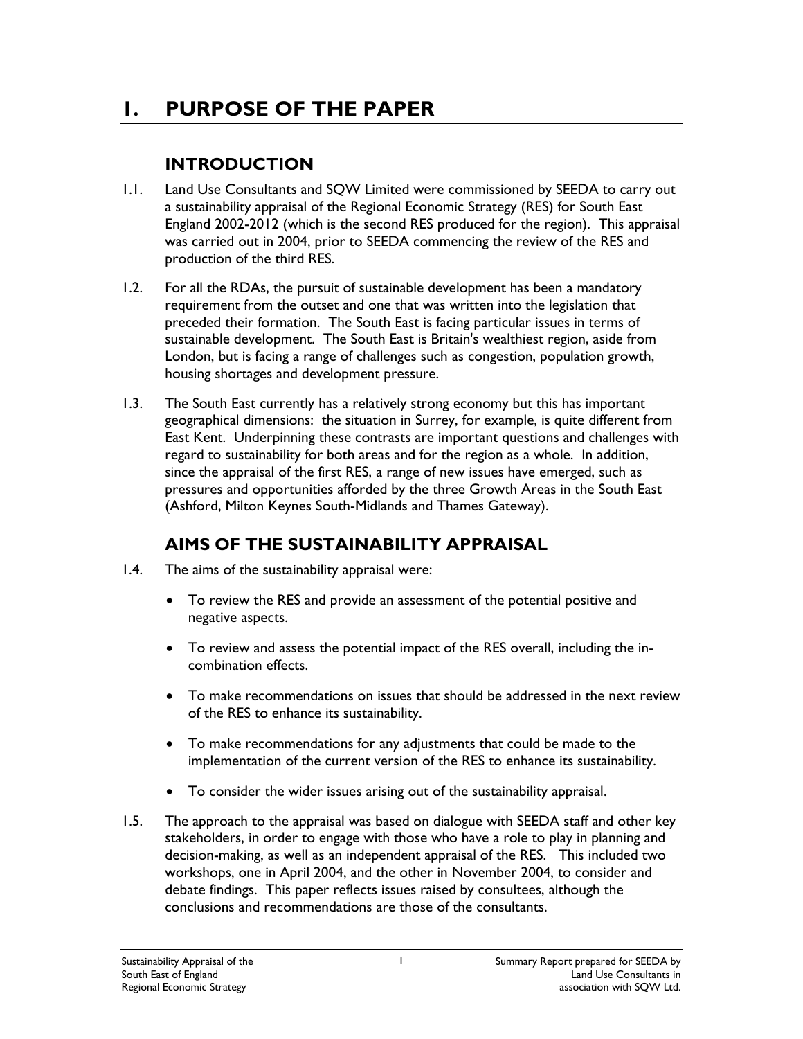# 1. PURPOSE OF THE PAPER

## INTRODUCTION

1.1. Land Use Consultants and SQW Limited were commissioned by SEEDA to carry out a sustainability appraisal of the Regional Economic Strategy (RES) for South East England 2002-2012 (which is the second RES produced for the region). This appraisal was carried out in 2004, prior to SEEDA commencing the review of the RES and production of the third RES.

1.2. For all the RDAs, the pursuit of sustainable development has been a mandatory requirement from the outset and one that was written into the legislation that preceded their formation. The South East is facing particular issues in terms of sustainable development. The South East is Britain's wealthiest region, aside from London, but is facing a range of challenges such as congestion, population growth, housing shortages and development pressure.

1.3. The South East currently has a relatively strong economy but this has important geographical dimensions: the situation in Surrey, for example, is quite different from East Kent. Underpinning these contrasts are important questions and challenges with regard to sustainability for both areas and for the region as a whole. In addition, since the appraisal of the first RES, a range of new issues have emerged, such as pressures and opportunities afforded by the three Growth Areas in the South East (Ashford, Milton Keynes South-Midlands and Thames Gateway).

## AIMS OF THE SUSTAINABILITY APPRAISAL

1.4. The aims of the sustainability appraisal were:

- To review the RES and provide an assessment of the potential positive and negative aspects.
- To review and assess the potential impact of the RES overall, including the in-combination effects.
- To make recommendations on issues that should be addressed in the next review of the RES to enhance its sustainability.
- To make recommendations for any adjustments that could be made to the implementation of the current version of the RES to enhance its sustainability.
- To consider the wider issues arising out of the sustainability appraisal.

1.5. The approach to the appraisal was based on dialogue with SEEDA staff and other key stakeholders, in order to engage with those who have a role to play in planning and decision-making, as well as an independent appraisal of the RES. This included two workshops, one in April 2004, and the other in November 2004, to consider and debate findings. This paper reflects issues raised by consultees, although the conclusions and recommendations are those of the consultants.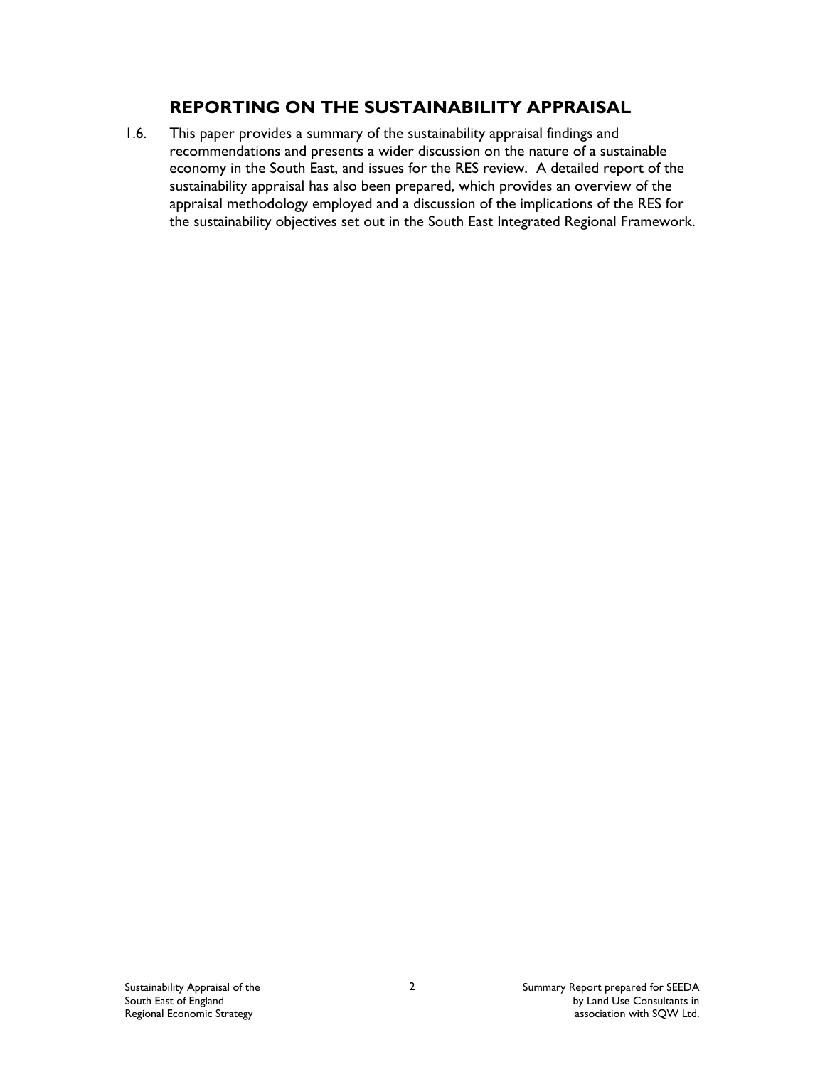## REPORTING ON THE SUSTAINABILITY APPRAISAL

1.6. This paper provides a summary of the sustainability appraisal findings and recommendations and presents a wider discussion on the nature of a sustainable economy in the South East, and issues for the RES review. A detailed report of the sustainability appraisal has also been prepared, which provides an overview of the appraisal methodology employed and a discussion of the implications of the RES for the sustainability objectives set out in the South East Integrated Regional Framework.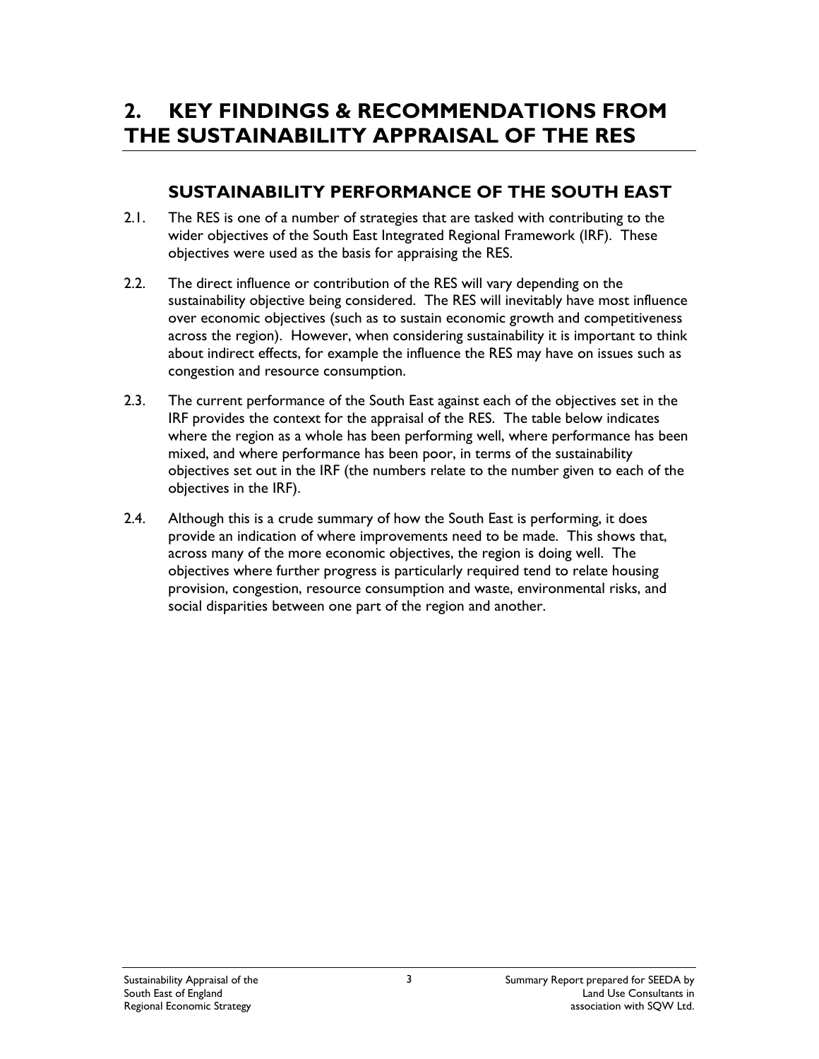# 2. KEY FINDINGS & RECOMMENDATIONS FROM THE SUSTAINABILITY APPRAISAL OF THE RES

## SUSTAINABILITY PERFORMANCE OF THE SOUTH EAST

2.1. The RES is one of a number of strategies that are tasked with contributing to the wider objectives of the South East Integrated Regional Framework (IRF). These objectives were used as the basis for appraising the RES.

2.2. The direct influence or contribution of the RES will vary depending on the sustainability objective being considered. The RES will inevitably have most influence over economic objectives (such as to sustain economic growth and competitiveness across the region). However, when considering sustainability it is important to think about indirect effects, for example the influence the RES may have on issues such as congestion and resource consumption.

2.3. The current performance of the South East against each of the objectives set in the IRF provides the context for the appraisal of the RES. The table below indicates where the region as a whole has been performing well, where performance has been mixed, and where performance has been poor, in terms of the sustainability objectives set out in the IRF (the numbers relate to the number given to each of the objectives in the IRF).

2.4. Although this is a crude summary of how the South East is performing, it does provide an indication of where improvements need to be made. This shows that, across many of the more economic objectives, the region is doing well. The objectives where further progress is particularly required tend to relate housing provision, congestion, resource consumption and waste, environmental risks, and social disparities between one part of the region and another.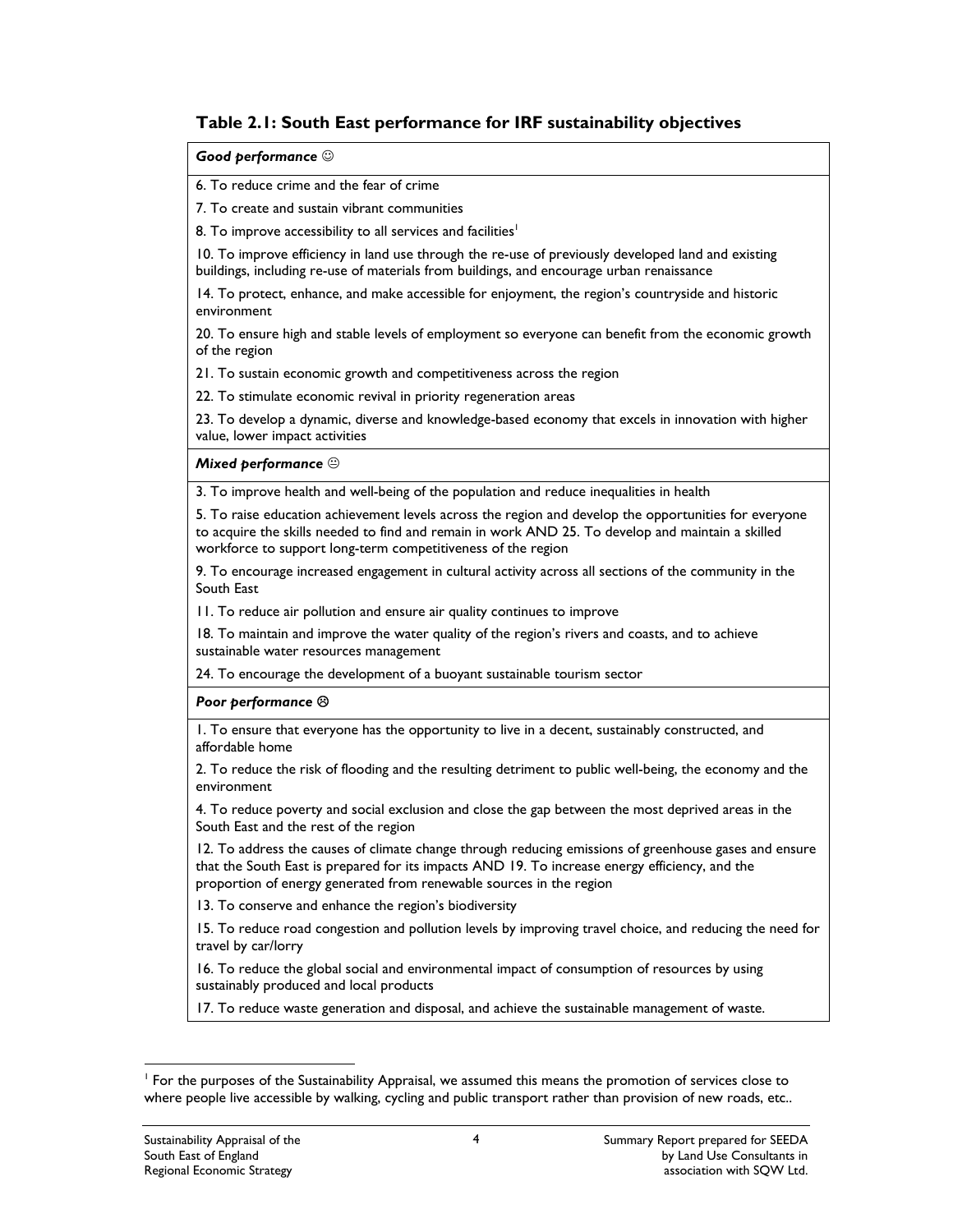### Table 2.1: South East performance for IRF sustainability objectives

| *Good performance* ☺ |
|---|
| 6. To reduce crime and the fear of crime |
| 7. To create and sustain vibrant communities |
| 8. To improve accessibility to all services and facilities[1] |
| 10. To improve efficiency in land use through the re-use of previously developed land and existing buildings, including re-use of materials from buildings, and encourage urban renaissance |
| 14. To protect, enhance, and make accessible for enjoyment, the region's countryside and historic environment |
| 20. To ensure high and stable levels of employment so everyone can benefit from the economic growth of the region |
| 21. To sustain economic growth and competitiveness across the region |
| 22. To stimulate economic revival in priority regeneration areas |
| 23. To develop a dynamic, diverse and knowledge-based economy that excels in innovation with higher value, lower impact activities |
| ***Mixed performance*** 😐 |
| 3. To improve health and well-being of the population and reduce inequalities in health |
| 5. To raise education achievement levels across the region and develop the opportunities for everyone to acquire the skills needed to find and remain in work AND 25. To develop and maintain a skilled workforce to support long-term competitiveness of the region |
| 9. To encourage increased engagement in cultural activity across all sections of the community in the South East |
| 11. To reduce air pollution and ensure air quality continues to improve |
| 18. To maintain and improve the water quality of the region's rivers and coasts, and to achieve sustainable water resources management |
| 24. To encourage the development of a buoyant sustainable tourism sector |
| ***Poor performance*** ☹ |
| 1. To ensure that everyone has the opportunity to live in a decent, sustainably constructed, and affordable home |
| 2. To reduce the risk of flooding and the resulting detriment to public well-being, the economy and the environment |
| 4. To reduce poverty and social exclusion and close the gap between the most deprived areas in the South East and the rest of the region |
| 12. To address the causes of climate change through reducing emissions of greenhouse gases and ensure that the South East is prepared for its impacts AND 19. To increase energy efficiency, and the proportion of energy generated from renewable sources in the region |
| 13. To conserve and enhance the region's biodiversity |
| 15. To reduce road congestion and pollution levels by improving travel choice, and reducing the need for travel by car/lorry |
| 16. To reduce the global social and environmental impact of consumption of resources by using sustainably produced and local products |
| 17. To reduce waste generation and disposal, and achieve the sustainable management of waste. |

[1] For the purposes of the Sustainability Appraisal, we assumed this means the promotion of services close to where people live accessible by walking, cycling and public transport rather than provision of new roads, etc..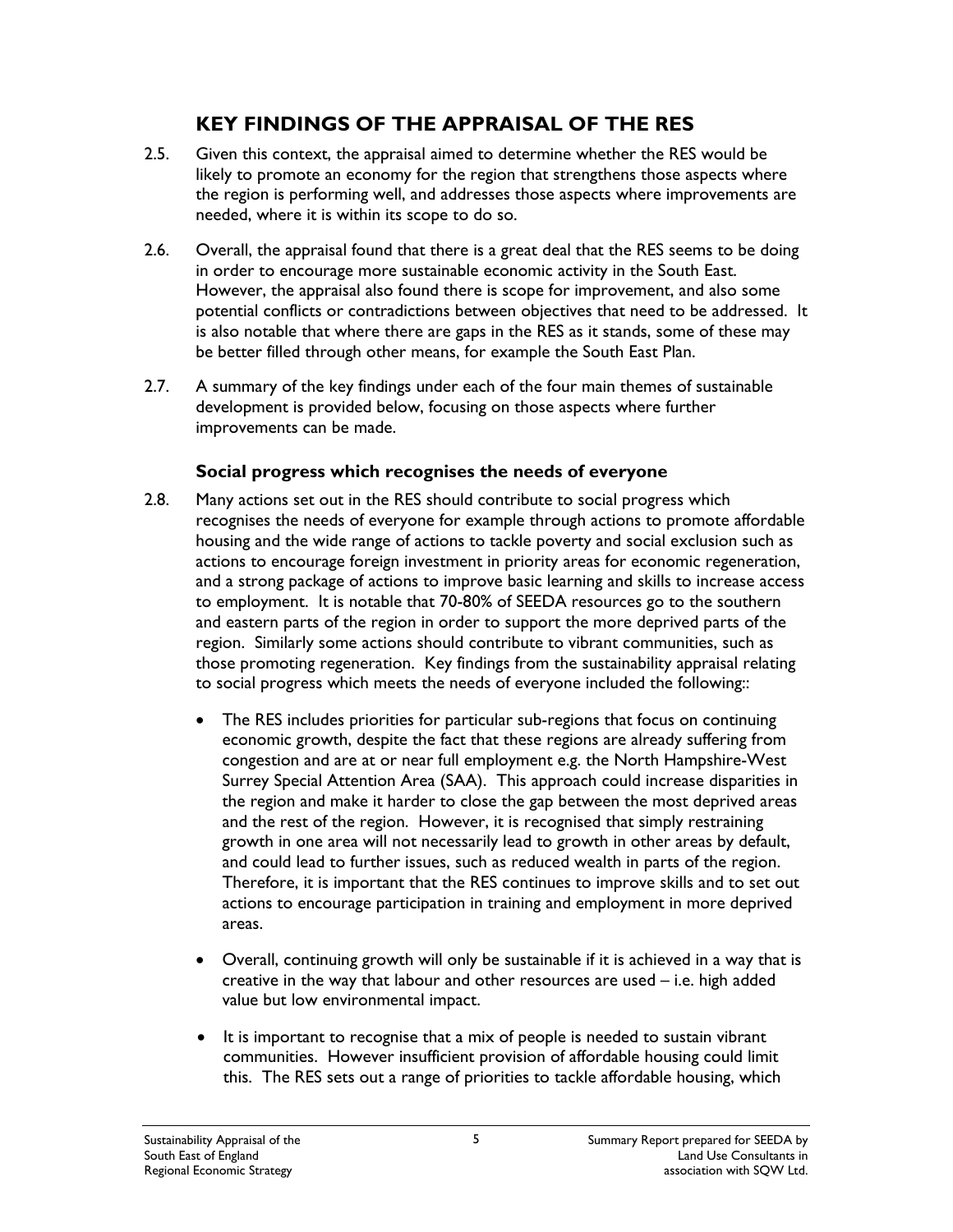## KEY FINDINGS OF THE APPRAISAL OF THE RES

2.5. Given this context, the appraisal aimed to determine whether the RES would be likely to promote an economy for the region that strengthens those aspects where the region is performing well, and addresses those aspects where improvements are needed, where it is within its scope to do so.

2.6. Overall, the appraisal found that there is a great deal that the RES seems to be doing in order to encourage more sustainable economic activity in the South East. However, the appraisal also found there is scope for improvement, and also some potential conflicts or contradictions between objectives that need to be addressed. It is also notable that where there are gaps in the RES as it stands, some of these may be better filled through other means, for example the South East Plan.

2.7. A summary of the key findings under each of the four main themes of sustainable development is provided below, focusing on those aspects where further improvements can be made.

### Social progress which recognises the needs of everyone

2.8. Many actions set out in the RES should contribute to social progress which recognises the needs of everyone for example through actions to promote affordable housing and the wide range of actions to tackle poverty and social exclusion such as actions to encourage foreign investment in priority areas for economic regeneration, and a strong package of actions to improve basic learning and skills to increase access to employment. It is notable that 70-80% of SEEDA resources go to the southern and eastern parts of the region in order to support the more deprived parts of the region. Similarly some actions should contribute to vibrant communities, such as those promoting regeneration. Key findings from the sustainability appraisal relating to social progress which meets the needs of everyone included the following::

- The RES includes priorities for particular sub-regions that focus on continuing economic growth, despite the fact that these regions are already suffering from congestion and are at or near full employment e.g. the North Hampshire-West Surrey Special Attention Area (SAA). This approach could increase disparities in the region and make it harder to close the gap between the most deprived areas and the rest of the region. However, it is recognised that simply restraining growth in one area will not necessarily lead to growth in other areas by default, and could lead to further issues, such as reduced wealth in parts of the region. Therefore, it is important that the RES continues to improve skills and to set out actions to encourage participation in training and employment in more deprived areas.
- Overall, continuing growth will only be sustainable if it is achieved in a way that is creative in the way that labour and other resources are used – i.e. high added value but low environmental impact.
- It is important to recognise that a mix of people is needed to sustain vibrant communities. However insufficient provision of affordable housing could limit this. The RES sets out a range of priorities to tackle affordable housing, which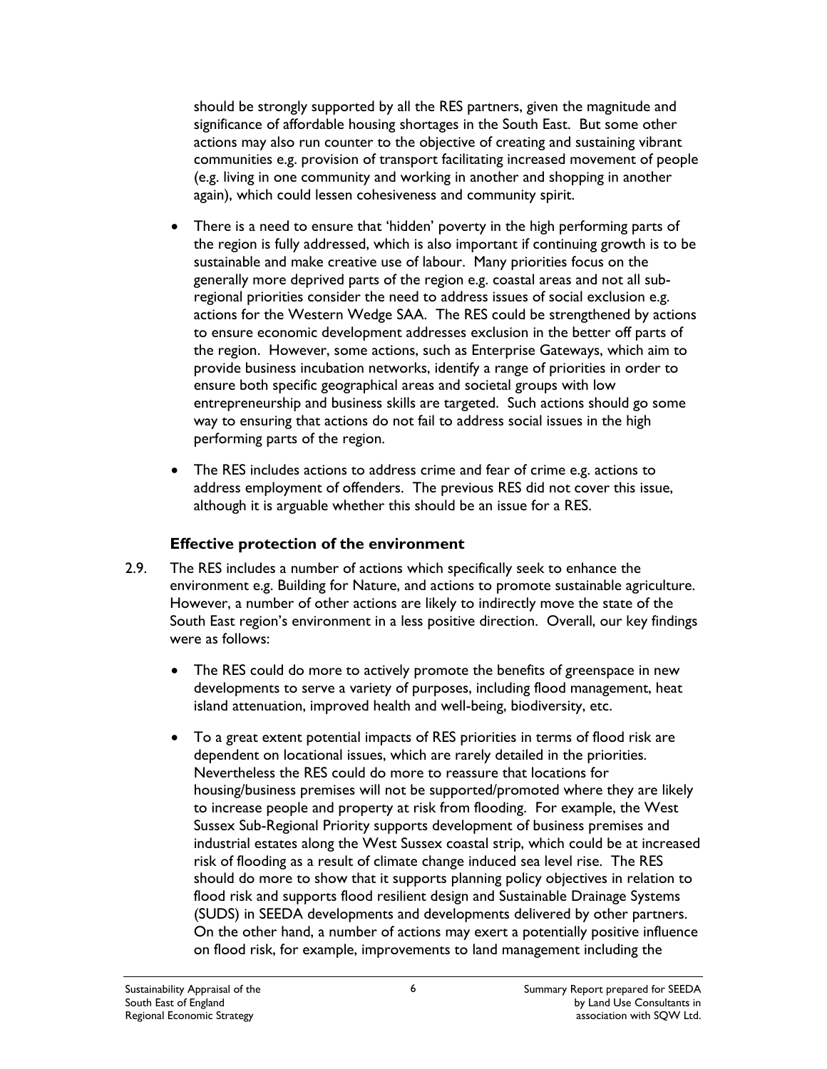should be strongly supported by all the RES partners, given the magnitude and significance of affordable housing shortages in the South East. But some other actions may also run counter to the objective of creating and sustaining vibrant communities e.g. provision of transport facilitating increased movement of people (e.g. living in one community and working in another and shopping in another again), which could lessen cohesiveness and community spirit.

- There is a need to ensure that 'hidden' poverty in the high performing parts of the region is fully addressed, which is also important if continuing growth is to be sustainable and make creative use of labour. Many priorities focus on the generally more deprived parts of the region e.g. coastal areas and not all sub-regional priorities consider the need to address issues of social exclusion e.g. actions for the Western Wedge SAA. The RES could be strengthened by actions to ensure economic development addresses exclusion in the better off parts of the region. However, some actions, such as Enterprise Gateways, which aim to provide business incubation networks, identify a range of priorities in order to ensure both specific geographical areas and societal groups with low entrepreneurship and business skills are targeted. Such actions should go some way to ensuring that actions do not fail to address social issues in the high performing parts of the region.

- The RES includes actions to address crime and fear of crime e.g. actions to address employment of offenders. The previous RES did not cover this issue, although it is arguable whether this should be an issue for a RES.

### Effective protection of the environment

2.9. The RES includes a number of actions which specifically seek to enhance the environment e.g. Building for Nature, and actions to promote sustainable agriculture. However, a number of other actions are likely to indirectly move the state of the South East region's environment in a less positive direction. Overall, our key findings were as follows:

- The RES could do more to actively promote the benefits of greenspace in new developments to serve a variety of purposes, including flood management, heat island attenuation, improved health and well-being, biodiversity, etc.

- To a great extent potential impacts of RES priorities in terms of flood risk are dependent on locational issues, which are rarely detailed in the priorities. Nevertheless the RES could do more to reassure that locations for housing/business premises will not be supported/promoted where they are likely to increase people and property at risk from flooding. For example, the West Sussex Sub-Regional Priority supports development of business premises and industrial estates along the West Sussex coastal strip, which could be at increased risk of flooding as a result of climate change induced sea level rise. The RES should do more to show that it supports planning policy objectives in relation to flood risk and supports flood resilient design and Sustainable Drainage Systems (SUDS) in SEEDA developments and developments delivered by other partners. On the other hand, a number of actions may exert a potentially positive influence on flood risk, for example, improvements to land management including the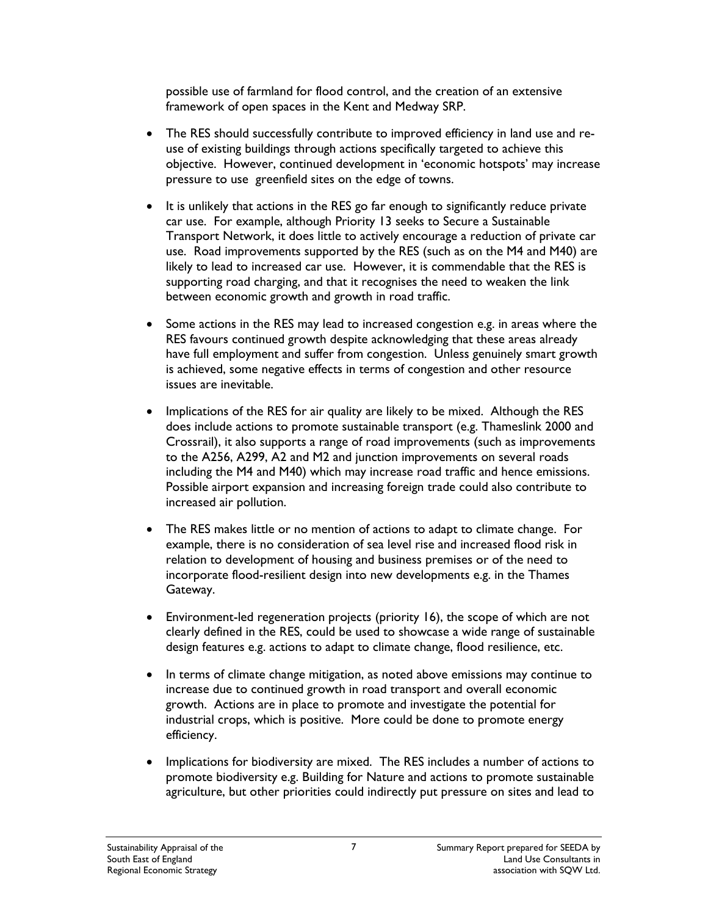possible use of farmland for flood control, and the creation of an extensive framework of open spaces in the Kent and Medway SRP.

- The RES should successfully contribute to improved efficiency in land use and re-use of existing buildings through actions specifically targeted to achieve this objective. However, continued development in 'economic hotspots' may increase pressure to use greenfield sites on the edge of towns.
- It is unlikely that actions in the RES go far enough to significantly reduce private car use. For example, although Priority 13 seeks to Secure a Sustainable Transport Network, it does little to actively encourage a reduction of private car use. Road improvements supported by the RES (such as on the M4 and M40) are likely to lead to increased car use. However, it is commendable that the RES is supporting road charging, and that it recognises the need to weaken the link between economic growth and growth in road traffic.
- Some actions in the RES may lead to increased congestion e.g. in areas where the RES favours continued growth despite acknowledging that these areas already have full employment and suffer from congestion. Unless genuinely smart growth is achieved, some negative effects in terms of congestion and other resource issues are inevitable.
- Implications of the RES for air quality are likely to be mixed. Although the RES does include actions to promote sustainable transport (e.g. Thameslink 2000 and Crossrail), it also supports a range of road improvements (such as improvements to the A256, A299, A2 and M2 and junction improvements on several roads including the M4 and M40) which may increase road traffic and hence emissions. Possible airport expansion and increasing foreign trade could also contribute to increased air pollution.
- The RES makes little or no mention of actions to adapt to climate change. For example, there is no consideration of sea level rise and increased flood risk in relation to development of housing and business premises or of the need to incorporate flood-resilient design into new developments e.g. in the Thames Gateway.
- Environment-led regeneration projects (priority 16), the scope of which are not clearly defined in the RES, could be used to showcase a wide range of sustainable design features e.g. actions to adapt to climate change, flood resilience, etc.
- In terms of climate change mitigation, as noted above emissions may continue to increase due to continued growth in road transport and overall economic growth. Actions are in place to promote and investigate the potential for industrial crops, which is positive. More could be done to promote energy efficiency.
- Implications for biodiversity are mixed. The RES includes a number of actions to promote biodiversity e.g. Building for Nature and actions to promote sustainable agriculture, but other priorities could indirectly put pressure on sites and lead to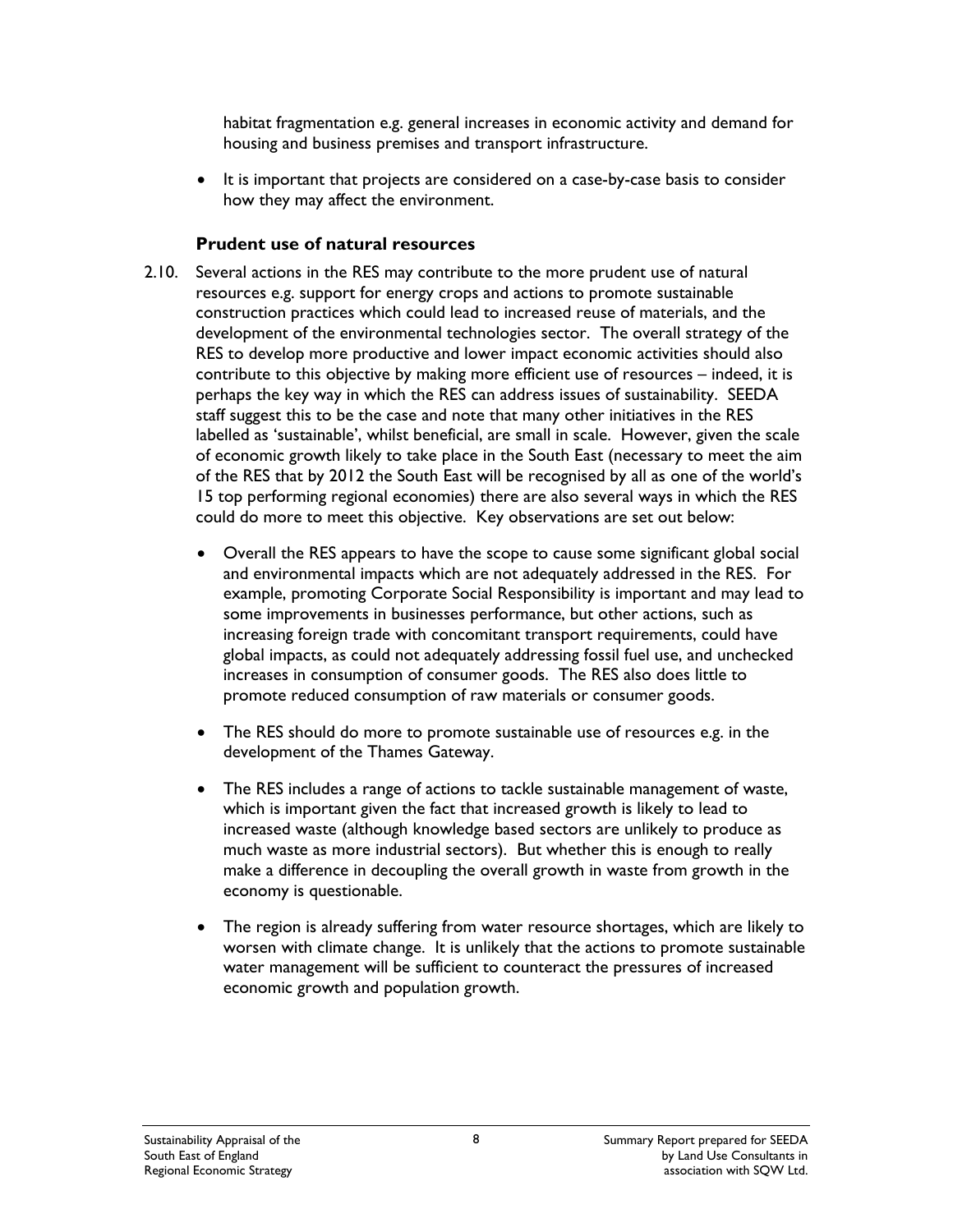habitat fragmentation e.g. general increases in economic activity and demand for housing and business premises and transport infrastructure.

- It is important that projects are considered on a case-by-case basis to consider how they may affect the environment.

### Prudent use of natural resources

2.10. Several actions in the RES may contribute to the more prudent use of natural resources e.g. support for energy crops and actions to promote sustainable construction practices which could lead to increased reuse of materials, and the development of the environmental technologies sector. The overall strategy of the RES to develop more productive and lower impact economic activities should also contribute to this objective by making more efficient use of resources – indeed, it is perhaps the key way in which the RES can address issues of sustainability. SEEDA staff suggest this to be the case and note that many other initiatives in the RES labelled as 'sustainable', whilst beneficial, are small in scale. However, given the scale of economic growth likely to take place in the South East (necessary to meet the aim of the RES that by 2012 the South East will be recognised by all as one of the world's 15 top performing regional economies) there are also several ways in which the RES could do more to meet this objective. Key observations are set out below:

- Overall the RES appears to have the scope to cause some significant global social and environmental impacts which are not adequately addressed in the RES. For example, promoting Corporate Social Responsibility is important and may lead to some improvements in businesses performance, but other actions, such as increasing foreign trade with concomitant transport requirements, could have global impacts, as could not adequately addressing fossil fuel use, and unchecked increases in consumption of consumer goods. The RES also does little to promote reduced consumption of raw materials or consumer goods.

- The RES should do more to promote sustainable use of resources e.g. in the development of the Thames Gateway.

- The RES includes a range of actions to tackle sustainable management of waste, which is important given the fact that increased growth is likely to lead to increased waste (although knowledge based sectors are unlikely to produce as much waste as more industrial sectors). But whether this is enough to really make a difference in decoupling the overall growth in waste from growth in the economy is questionable.

- The region is already suffering from water resource shortages, which are likely to worsen with climate change. It is unlikely that the actions to promote sustainable water management will be sufficient to counteract the pressures of increased economic growth and population growth.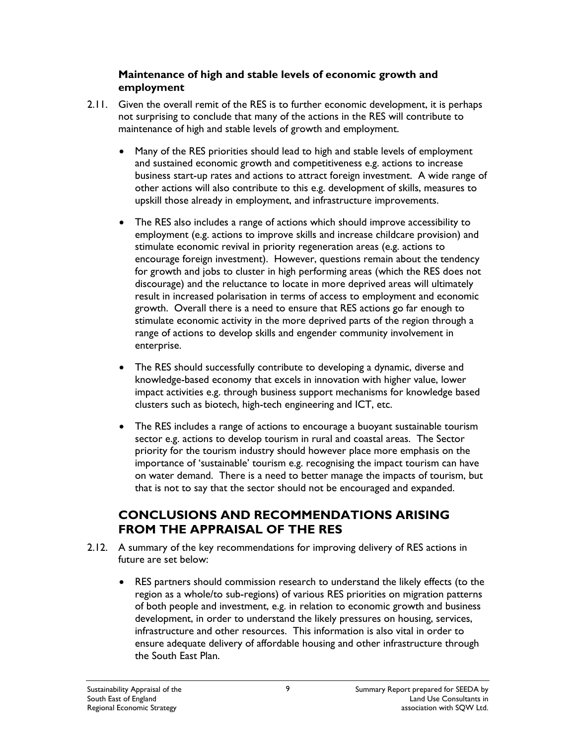### Maintenance of high and stable levels of economic growth and employment

2.11. Given the overall remit of the RES is to further economic development, it is perhaps not surprising to conclude that many of the actions in the RES will contribute to maintenance of high and stable levels of growth and employment.

- Many of the RES priorities should lead to high and stable levels of employment and sustained economic growth and competitiveness e.g. actions to increase business start-up rates and actions to attract foreign investment. A wide range of other actions will also contribute to this e.g. development of skills, measures to upskill those already in employment, and infrastructure improvements.

- The RES also includes a range of actions which should improve accessibility to employment (e.g. actions to improve skills and increase childcare provision) and stimulate economic revival in priority regeneration areas (e.g. actions to encourage foreign investment). However, questions remain about the tendency for growth and jobs to cluster in high performing areas (which the RES does not discourage) and the reluctance to locate in more deprived areas will ultimately result in increased polarisation in terms of access to employment and economic growth. Overall there is a need to ensure that RES actions go far enough to stimulate economic activity in the more deprived parts of the region through a range of actions to develop skills and engender community involvement in enterprise.

- The RES should successfully contribute to developing a dynamic, diverse and knowledge-based economy that excels in innovation with higher value, lower impact activities e.g. through business support mechanisms for knowledge based clusters such as biotech, high-tech engineering and ICT, etc.

- The RES includes a range of actions to encourage a buoyant sustainable tourism sector e.g. actions to develop tourism in rural and coastal areas. The Sector priority for the tourism industry should however place more emphasis on the importance of 'sustainable' tourism e.g. recognising the impact tourism can have on water demand. There is a need to better manage the impacts of tourism, but that is not to say that the sector should not be encouraged and expanded.

## CONCLUSIONS AND RECOMMENDATIONS ARISING FROM THE APPRAISAL OF THE RES

2.12. A summary of the key recommendations for improving delivery of RES actions in future are set below:

- RES partners should commission research to understand the likely effects (to the region as a whole/to sub-regions) of various RES priorities on migration patterns of both people and investment, e.g. in relation to economic growth and business development, in order to understand the likely pressures on housing, services, infrastructure and other resources. This information is also vital in order to ensure adequate delivery of affordable housing and other infrastructure through the South East Plan.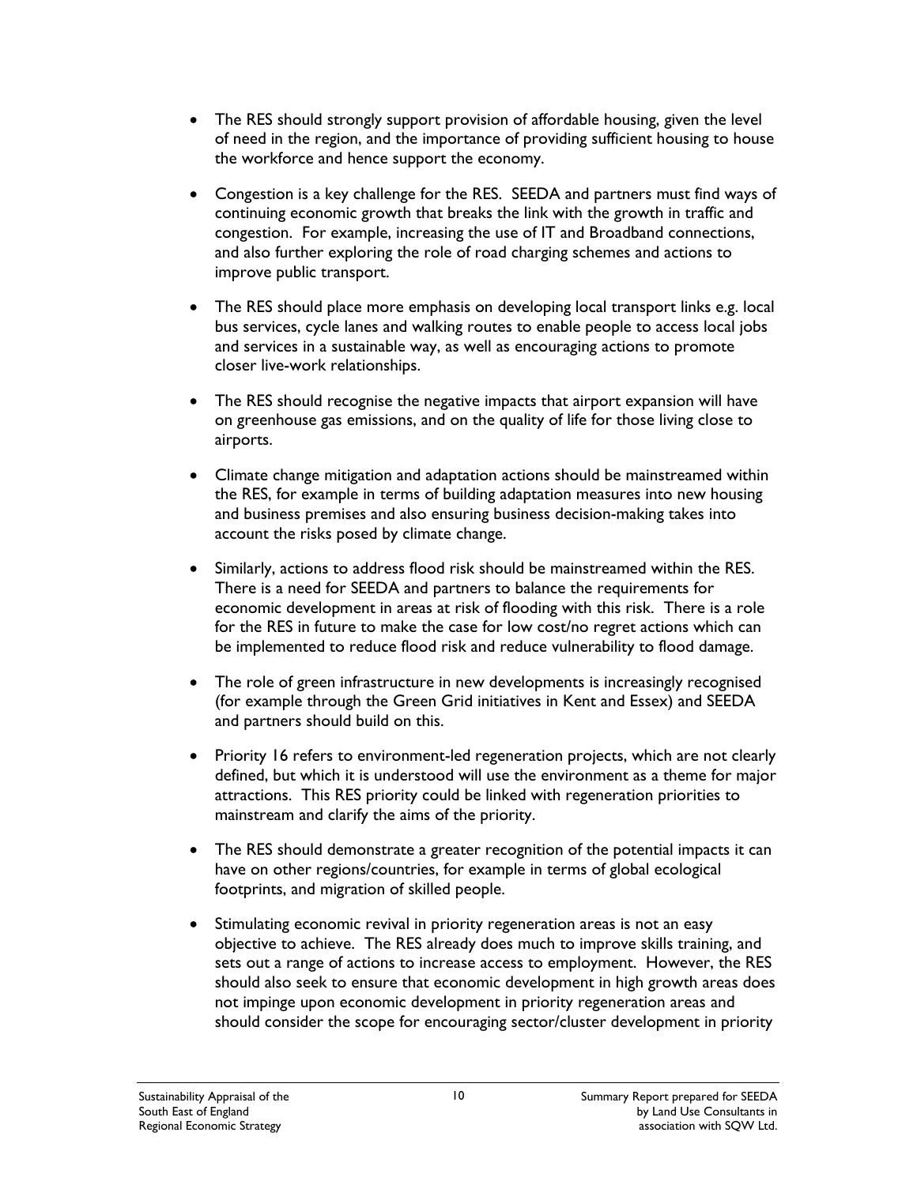- The RES should strongly support provision of affordable housing, given the level of need in the region, and the importance of providing sufficient housing to house the workforce and hence support the economy.

- Congestion is a key challenge for the RES. SEEDA and partners must find ways of continuing economic growth that breaks the link with the growth in traffic and congestion. For example, increasing the use of IT and Broadband connections, and also further exploring the role of road charging schemes and actions to improve public transport.

- The RES should place more emphasis on developing local transport links e.g. local bus services, cycle lanes and walking routes to enable people to access local jobs and services in a sustainable way, as well as encouraging actions to promote closer live-work relationships.

- The RES should recognise the negative impacts that airport expansion will have on greenhouse gas emissions, and on the quality of life for those living close to airports.

- Climate change mitigation and adaptation actions should be mainstreamed within the RES, for example in terms of building adaptation measures into new housing and business premises and also ensuring business decision-making takes into account the risks posed by climate change.

- Similarly, actions to address flood risk should be mainstreamed within the RES. There is a need for SEEDA and partners to balance the requirements for economic development in areas at risk of flooding with this risk. There is a role for the RES in future to make the case for low cost/no regret actions which can be implemented to reduce flood risk and reduce vulnerability to flood damage.

- The role of green infrastructure in new developments is increasingly recognised (for example through the Green Grid initiatives in Kent and Essex) and SEEDA and partners should build on this.

- Priority 16 refers to environment-led regeneration projects, which are not clearly defined, but which it is understood will use the environment as a theme for major attractions. This RES priority could be linked with regeneration priorities to mainstream and clarify the aims of the priority.

- The RES should demonstrate a greater recognition of the potential impacts it can have on other regions/countries, for example in terms of global ecological footprints, and migration of skilled people.

- Stimulating economic revival in priority regeneration areas is not an easy objective to achieve. The RES already does much to improve skills training, and sets out a range of actions to increase access to employment. However, the RES should also seek to ensure that economic development in high growth areas does not impinge upon economic development in priority regeneration areas and should consider the scope for encouraging sector/cluster development in priority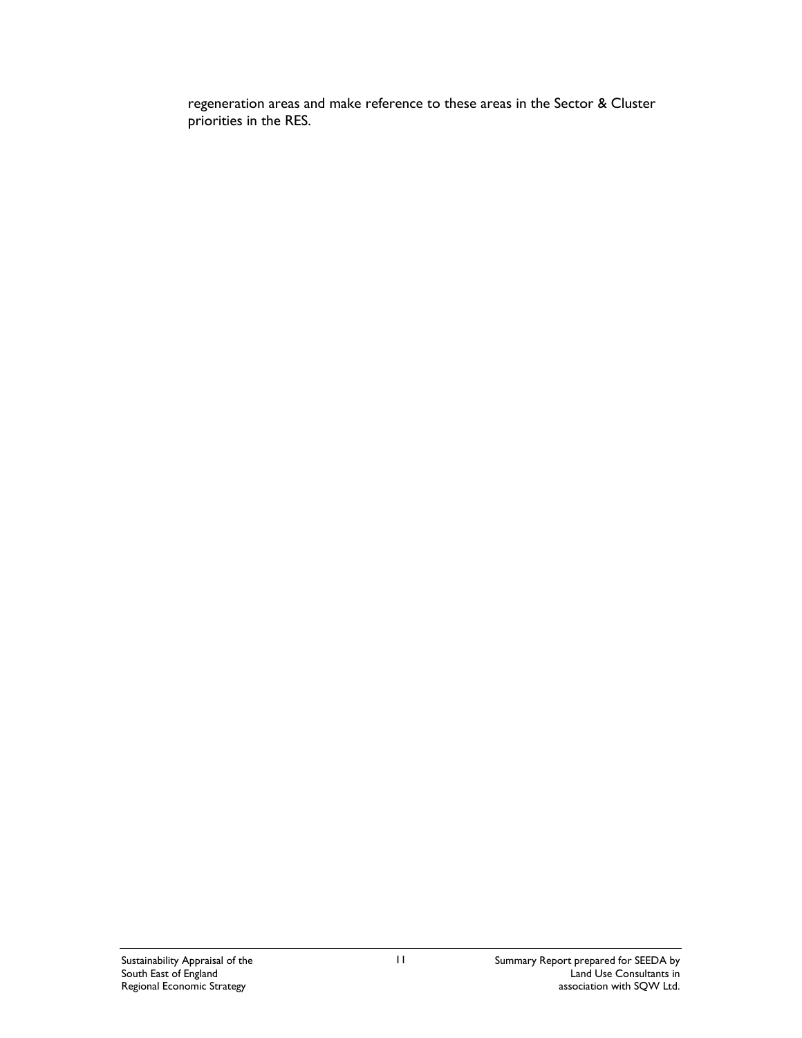regeneration areas and make reference to these areas in the Sector & Cluster priorities in the RES.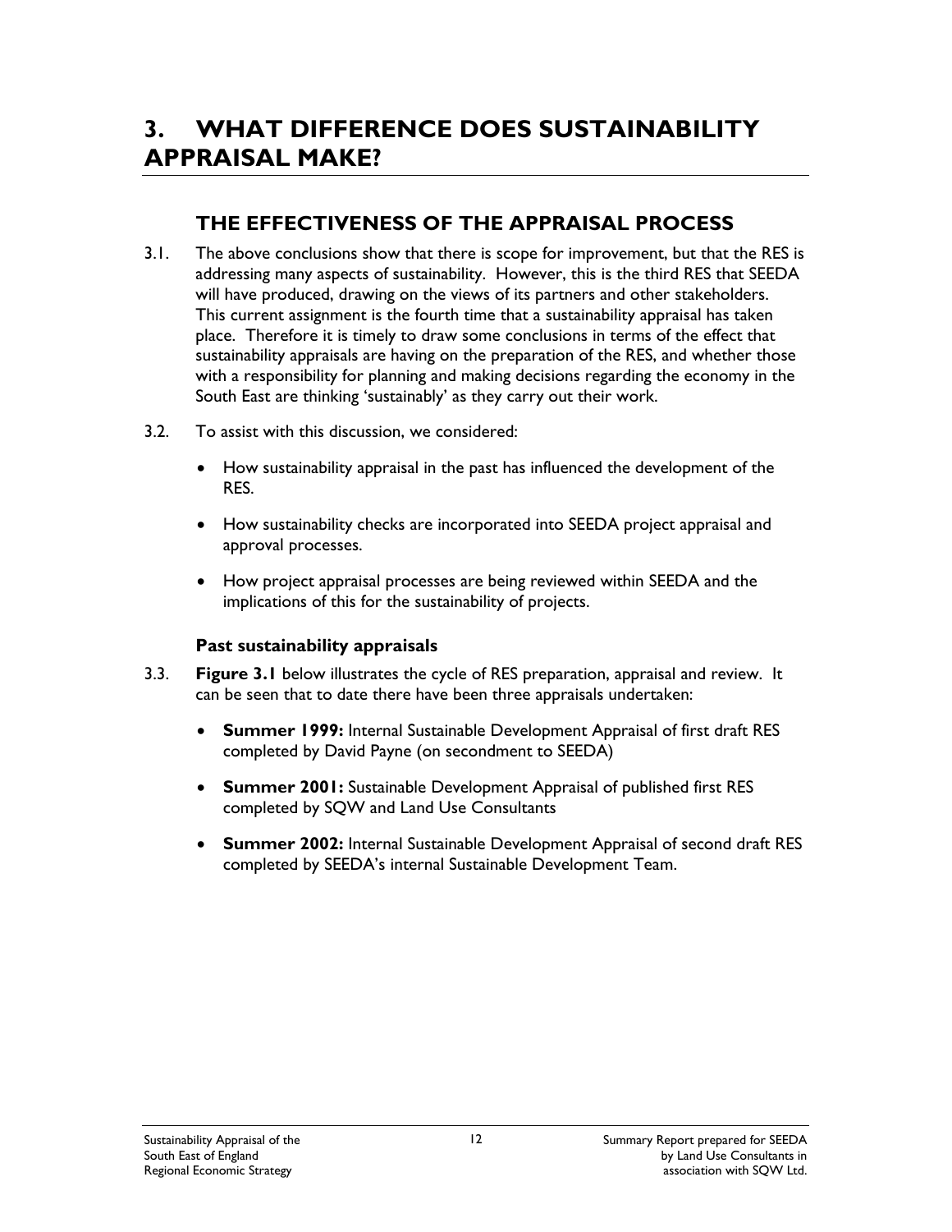# 3. WHAT DIFFERENCE DOES SUSTAINABILITY APPRAISAL MAKE?

## THE EFFECTIVENESS OF THE APPRAISAL PROCESS

3.1. The above conclusions show that there is scope for improvement, but that the RES is addressing many aspects of sustainability. However, this is the third RES that SEEDA will have produced, drawing on the views of its partners and other stakeholders. This current assignment is the fourth time that a sustainability appraisal has taken place. Therefore it is timely to draw some conclusions in terms of the effect that sustainability appraisals are having on the preparation of the RES, and whether those with a responsibility for planning and making decisions regarding the economy in the South East are thinking 'sustainably' as they carry out their work.

3.2. To assist with this discussion, we considered:

- How sustainability appraisal in the past has influenced the development of the RES.
- How sustainability checks are incorporated into SEEDA project appraisal and approval processes.
- How project appraisal processes are being reviewed within SEEDA and the implications of this for the sustainability of projects.

### Past sustainability appraisals

3.3. **Figure 3.1** below illustrates the cycle of RES preparation, appraisal and review. It can be seen that to date there have been three appraisals undertaken:

- **Summer 1999:** Internal Sustainable Development Appraisal of first draft RES completed by David Payne (on secondment to SEEDA)
- **Summer 2001:** Sustainable Development Appraisal of published first RES completed by SQW and Land Use Consultants
- **Summer 2002:** Internal Sustainable Development Appraisal of second draft RES completed by SEEDA's internal Sustainable Development Team.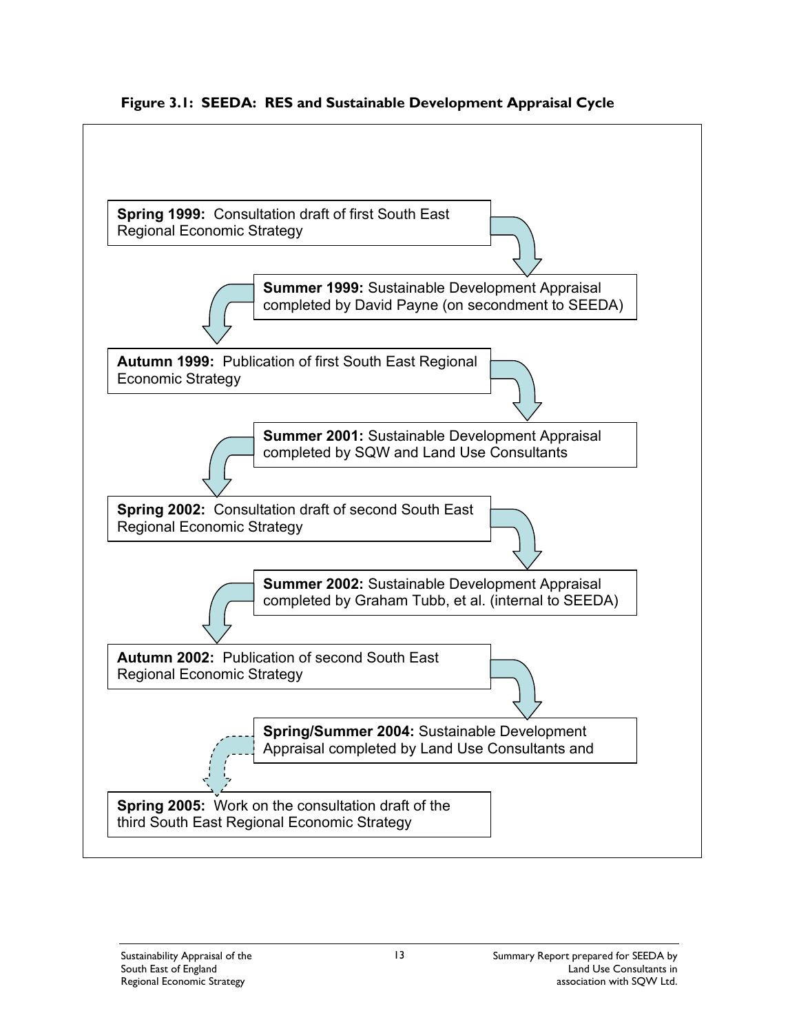**Figure 3.1: SEEDA: RES and Sustainable Development Appraisal Cycle**

**Spring 1999:** Consultation draft of first South East Regional Economic Strategy

**Summer 1999:** Sustainable Development Appraisal completed by David Payne (on secondment to SEEDA)

**Autumn 1999:** Publication of first South East Regional Economic Strategy

**Summer 2001:** Sustainable Development Appraisal completed by SQW and Land Use Consultants

**Spring 2002:** Consultation draft of second South East Regional Economic Strategy

**Summer 2002:** Sustainable Development Appraisal completed by Graham Tubb, et al. (internal to SEEDA)

**Autumn 2002:** Publication of second South East Regional Economic Strategy

**Spring/Summer 2004:** Sustainable Development Appraisal completed by Land Use Consultants and

**Spring 2005:** Work on the consultation draft of the third South East Regional Economic Strategy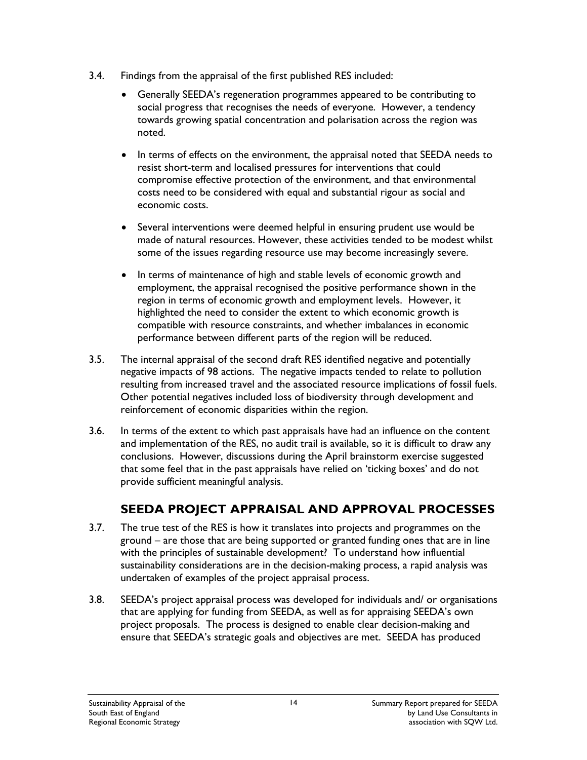3.4. Findings from the appraisal of the first published RES included:

- Generally SEEDA's regeneration programmes appeared to be contributing to social progress that recognises the needs of everyone. However, a tendency towards growing spatial concentration and polarisation across the region was noted.
- In terms of effects on the environment, the appraisal noted that SEEDA needs to resist short-term and localised pressures for interventions that could compromise effective protection of the environment, and that environmental costs need to be considered with equal and substantial rigour as social and economic costs.
- Several interventions were deemed helpful in ensuring prudent use would be made of natural resources. However, these activities tended to be modest whilst some of the issues regarding resource use may become increasingly severe.
- In terms of maintenance of high and stable levels of economic growth and employment, the appraisal recognised the positive performance shown in the region in terms of economic growth and employment levels. However, it highlighted the need to consider the extent to which economic growth is compatible with resource constraints, and whether imbalances in economic performance between different parts of the region will be reduced.

3.5. The internal appraisal of the second draft RES identified negative and potentially negative impacts of 98 actions. The negative impacts tended to relate to pollution resulting from increased travel and the associated resource implications of fossil fuels. Other potential negatives included loss of biodiversity through development and reinforcement of economic disparities within the region.

3.6. In terms of the extent to which past appraisals have had an influence on the content and implementation of the RES, no audit trail is available, so it is difficult to draw any conclusions. However, discussions during the April brainstorm exercise suggested that some feel that in the past appraisals have relied on 'ticking boxes' and do not provide sufficient meaningful analysis.

## SEEDA PROJECT APPRAISAL AND APPROVAL PROCESSES

3.7. The true test of the RES is how it translates into projects and programmes on the ground – are those that are being supported or granted funding ones that are in line with the principles of sustainable development? To understand how influential sustainability considerations are in the decision-making process, a rapid analysis was undertaken of examples of the project appraisal process.

3.8. SEEDA's project appraisal process was developed for individuals and/ or organisations that are applying for funding from SEEDA, as well as for appraising SEEDA's own project proposals. The process is designed to enable clear decision-making and ensure that SEEDA's strategic goals and objectives are met. SEEDA has produced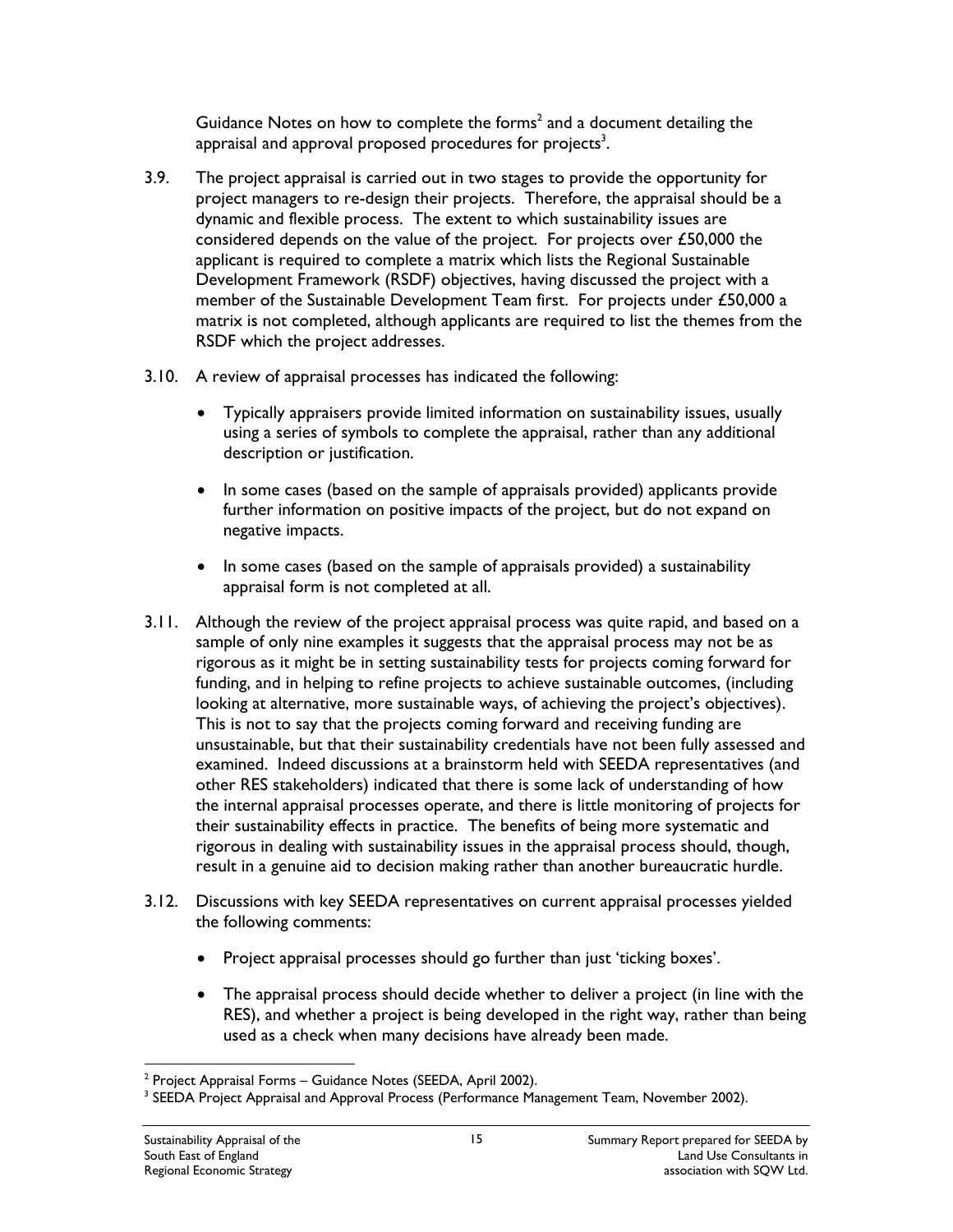Guidance Notes on how to complete the forms[2] and a document detailing the appraisal and approval proposed procedures for projects[3].

3.9. The project appraisal is carried out in two stages to provide the opportunity for project managers to re-design their projects. Therefore, the appraisal should be a dynamic and flexible process. The extent to which sustainability issues are considered depends on the value of the project. For projects over £50,000 the applicant is required to complete a matrix which lists the Regional Sustainable Development Framework (RSDF) objectives, having discussed the project with a member of the Sustainable Development Team first. For projects under £50,000 a matrix is not completed, although applicants are required to list the themes from the RSDF which the project addresses.

3.10. A review of appraisal processes has indicated the following:

- Typically appraisers provide limited information on sustainability issues, usually using a series of symbols to complete the appraisal, rather than any additional description or justification.
- In some cases (based on the sample of appraisals provided) applicants provide further information on positive impacts of the project, but do not expand on negative impacts.
- In some cases (based on the sample of appraisals provided) a sustainability appraisal form is not completed at all.

3.11. Although the review of the project appraisal process was quite rapid, and based on a sample of only nine examples it suggests that the appraisal process may not be as rigorous as it might be in setting sustainability tests for projects coming forward for funding, and in helping to refine projects to achieve sustainable outcomes, (including looking at alternative, more sustainable ways, of achieving the project's objectives). This is not to say that the projects coming forward and receiving funding are unsustainable, but that their sustainability credentials have not been fully assessed and examined. Indeed discussions at a brainstorm held with SEEDA representatives (and other RES stakeholders) indicated that there is some lack of understanding of how the internal appraisal processes operate, and there is little monitoring of projects for their sustainability effects in practice. The benefits of being more systematic and rigorous in dealing with sustainability issues in the appraisal process should, though, result in a genuine aid to decision making rather than another bureaucratic hurdle.

3.12. Discussions with key SEEDA representatives on current appraisal processes yielded the following comments:

- Project appraisal processes should go further than just 'ticking boxes'.
- The appraisal process should decide whether to deliver a project (in line with the RES), and whether a project is being developed in the right way, rather than being used as a check when many decisions have already been made.

[2] Project Appraisal Forms – Guidance Notes (SEEDA, April 2002).

[3] SEEDA Project Appraisal and Approval Process (Performance Management Team, November 2002).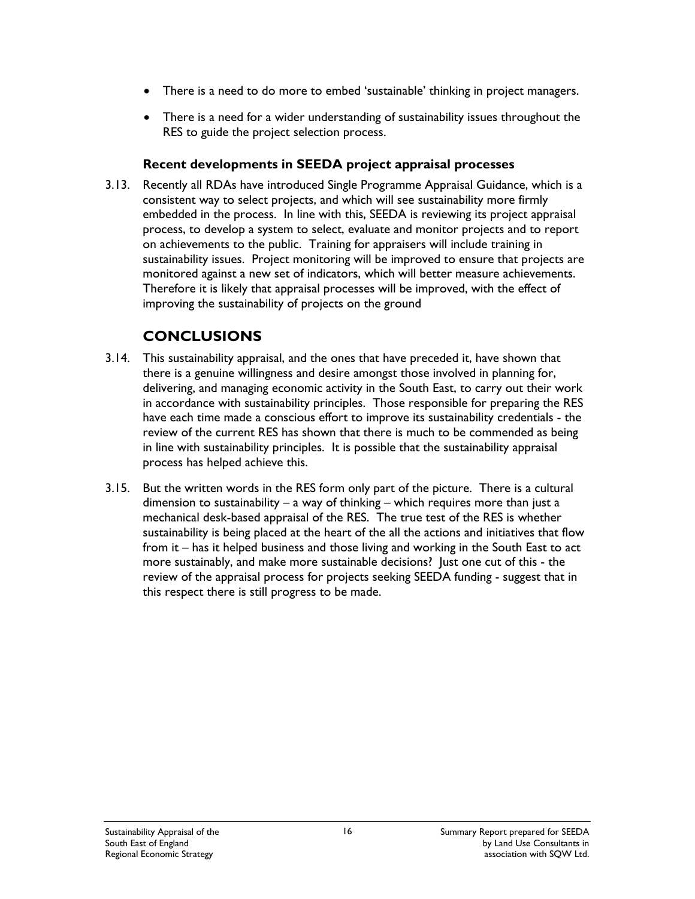- There is a need to do more to embed 'sustainable' thinking in project managers.
- There is a need for a wider understanding of sustainability issues throughout the RES to guide the project selection process.

### Recent developments in SEEDA project appraisal processes

3.13. Recently all RDAs have introduced Single Programme Appraisal Guidance, which is a consistent way to select projects, and which will see sustainability more firmly embedded in the process. In line with this, SEEDA is reviewing its project appraisal process, to develop a system to select, evaluate and monitor projects and to report on achievements to the public. Training for appraisers will include training in sustainability issues. Project monitoring will be improved to ensure that projects are monitored against a new set of indicators, which will better measure achievements. Therefore it is likely that appraisal processes will be improved, with the effect of improving the sustainability of projects on the ground

## CONCLUSIONS

3.14. This sustainability appraisal, and the ones that have preceded it, have shown that there is a genuine willingness and desire amongst those involved in planning for, delivering, and managing economic activity in the South East, to carry out their work in accordance with sustainability principles. Those responsible for preparing the RES have each time made a conscious effort to improve its sustainability credentials - the review of the current RES has shown that there is much to be commended as being in line with sustainability principles. It is possible that the sustainability appraisal process has helped achieve this.

3.15. But the written words in the RES form only part of the picture. There is a cultural dimension to sustainability – a way of thinking – which requires more than just a mechanical desk-based appraisal of the RES. The true test of the RES is whether sustainability is being placed at the heart of the all the actions and initiatives that flow from it – has it helped business and those living and working in the South East to act more sustainably, and make more sustainable decisions? Just one cut of this - the review of the appraisal process for projects seeking SEEDA funding - suggest that in this respect there is still progress to be made.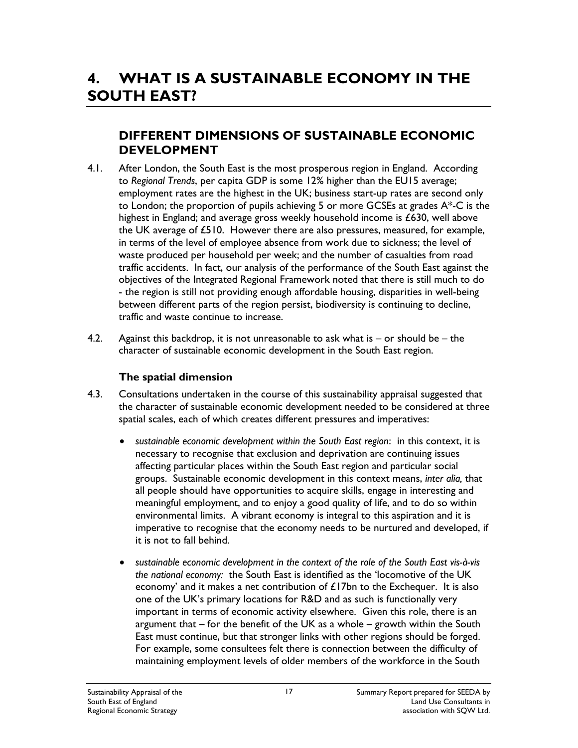# 4. WHAT IS A SUSTAINABLE ECONOMY IN THE SOUTH EAST?

## DIFFERENT DIMENSIONS OF SUSTAINABLE ECONOMIC DEVELOPMENT

4.1. After London, the South East is the most prosperous region in England. According to *Regional Trends*, per capita GDP is some 12% higher than the EU15 average; employment rates are the highest in the UK; business start-up rates are second only to London; the proportion of pupils achieving 5 or more GCSEs at grades A*-C is the highest in England; and average gross weekly household income is £630, well above the UK average of £510. However there are also pressures, measured, for example, in terms of the level of employee absence from work due to sickness; the level of waste produced per household per week; and the number of casualties from road traffic accidents. In fact, our analysis of the performance of the South East against the objectives of the Integrated Regional Framework noted that there is still much to do - the region is still not providing enough affordable housing, disparities in well-being between different parts of the region persist, biodiversity is continuing to decline, traffic and waste continue to increase.

4.2. Against this backdrop, it is not unreasonable to ask what is – or should be – the character of sustainable economic development in the South East region.

### The spatial dimension

4.3. Consultations undertaken in the course of this sustainability appraisal suggested that the character of sustainable economic development needed to be considered at three spatial scales, each of which creates different pressures and imperatives:

- *sustainable economic development within the South East region*: in this context, it is necessary to recognise that exclusion and deprivation are continuing issues affecting particular places within the South East region and particular social groups. Sustainable economic development in this context means, *inter alia,* that all people should have opportunities to acquire skills, engage in interesting and meaningful employment, and to enjoy a good quality of life, and to do so within environmental limits. A vibrant economy is integral to this aspiration and it is imperative to recognise that the economy needs to be nurtured and developed, if it is not to fall behind.

- *sustainable economic development in the context of the role of the South East vis-à-vis the national economy:* the South East is identified as the 'locomotive of the UK economy' and it makes a net contribution of £17bn to the Exchequer. It is also one of the UK's primary locations for R&D and as such is functionally very important in terms of economic activity elsewhere. Given this role, there is an argument that – for the benefit of the UK as a whole – growth within the South East must continue, but that stronger links with other regions should be forged. For example, some consultees felt there is connection between the difficulty of maintaining employment levels of older members of the workforce in the South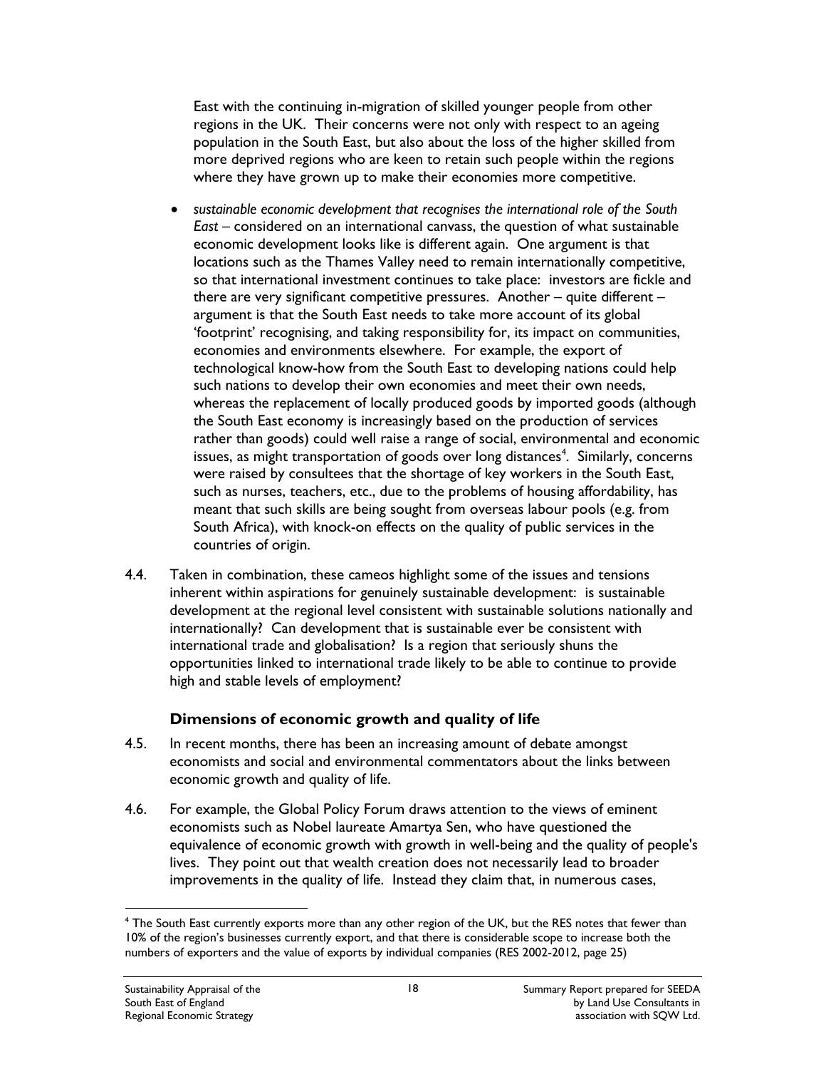East with the continuing in-migration of skilled younger people from other regions in the UK. Their concerns were not only with respect to an ageing population in the South East, but also about the loss of the higher skilled from more deprived regions who are keen to retain such people within the regions where they have grown up to make their economies more competitive.

- *sustainable economic development that recognises the international role of the South East* – considered on an international canvass, the question of what sustainable economic development looks like is different again. One argument is that locations such as the Thames Valley need to remain internationally competitive, so that international investment continues to take place: investors are fickle and there are very significant competitive pressures. Another – quite different – argument is that the South East needs to take more account of its global 'footprint' recognising, and taking responsibility for, its impact on communities, economies and environments elsewhere. For example, the export of technological know-how from the South East to developing nations could help such nations to develop their own economies and meet their own needs, whereas the replacement of locally produced goods by imported goods (although the South East economy is increasingly based on the production of services rather than goods) could well raise a range of social, environmental and economic issues, as might transportation of goods over long distances[4]. Similarly, concerns were raised by consultees that the shortage of key workers in the South East, such as nurses, teachers, etc., due to the problems of housing affordability, has meant that such skills are being sought from overseas labour pools (e.g. from South Africa), with knock-on effects on the quality of public services in the countries of origin.

4.4. Taken in combination, these cameos highlight some of the issues and tensions inherent within aspirations for genuinely sustainable development: is sustainable development at the regional level consistent with sustainable solutions nationally and internationally? Can development that is sustainable ever be consistent with international trade and globalisation? Is a region that seriously shuns the opportunities linked to international trade likely to be able to continue to provide high and stable levels of employment?

### Dimensions of economic growth and quality of life

4.5. In recent months, there has been an increasing amount of debate amongst economists and social and environmental commentators about the links between economic growth and quality of life.

4.6. For example, the Global Policy Forum draws attention to the views of eminent economists such as Nobel laureate Amartya Sen, who have questioned the equivalence of economic growth with growth in well-being and the quality of people's lives. They point out that wealth creation does not necessarily lead to broader improvements in the quality of life. Instead they claim that, in numerous cases,

[4] The South East currently exports more than any other region of the UK, but the RES notes that fewer than 10% of the region's businesses currently export, and that there is considerable scope to increase both the numbers of exporters and the value of exports by individual companies (RES 2002-2012, page 25)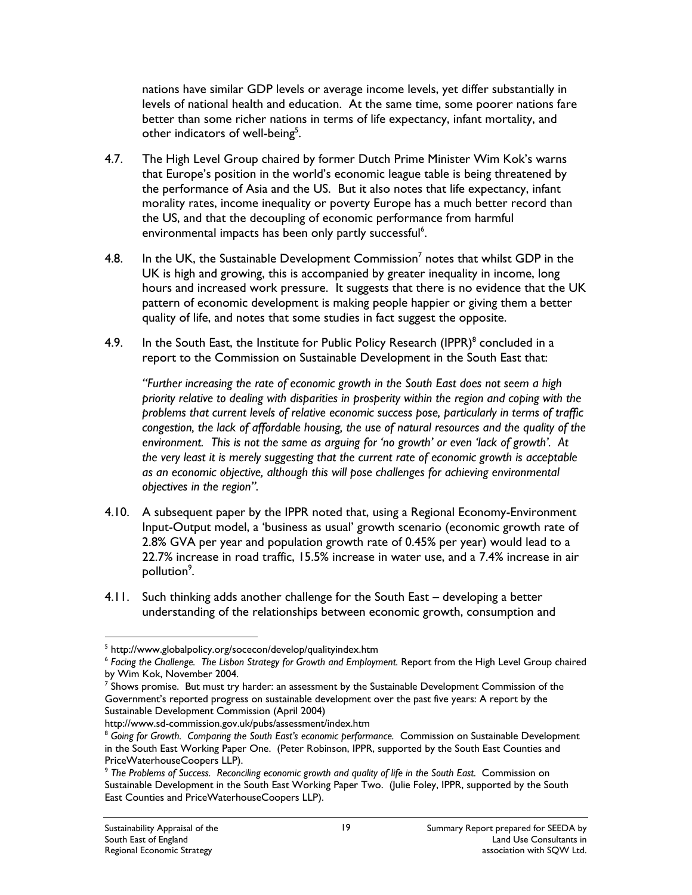nations have similar GDP levels or average income levels, yet differ substantially in levels of national health and education. At the same time, some poorer nations fare better than some richer nations in terms of life expectancy, infant mortality, and other indicators of well-being[5].

4.7. The High Level Group chaired by former Dutch Prime Minister Wim Kok's warns that Europe's position in the world's economic league table is being threatened by the performance of Asia and the US. But it also notes that life expectancy, infant morality rates, income inequality or poverty Europe has a much better record than the US, and that the decoupling of economic performance from harmful environmental impacts has been only partly successful[6].

4.8. In the UK, the Sustainable Development Commission[7] notes that whilst GDP in the UK is high and growing, this is accompanied by greater inequality in income, long hours and increased work pressure. It suggests that there is no evidence that the UK pattern of economic development is making people happier or giving them a better quality of life, and notes that some studies in fact suggest the opposite.

4.9. In the South East, the Institute for Public Policy Research (IPPR)[8] concluded in a report to the Commission on Sustainable Development in the South East that:

*"Further increasing the rate of economic growth in the South East does not seem a high priority relative to dealing with disparities in prosperity within the region and coping with the problems that current levels of relative economic success pose, particularly in terms of traffic congestion, the lack of affordable housing, the use of natural resources and the quality of the environment. This is not the same as arguing for 'no growth' or even 'lack of growth'. At the very least it is merely suggesting that the current rate of economic growth is acceptable as an economic objective, although this will pose challenges for achieving environmental objectives in the region".*

4.10. A subsequent paper by the IPPR noted that, using a Regional Economy-Environment Input-Output model, a 'business as usual' growth scenario (economic growth rate of 2.8% GVA per year and population growth rate of 0.45% per year) would lead to a 22.7% increase in road traffic, 15.5% increase in water use, and a 7.4% increase in air pollution[9].

4.11. Such thinking adds another challenge for the South East – developing a better understanding of the relationships between economic growth, consumption and

---

[5] http://www.globalpolicy.org/socecon/develop/qualityindex.htm

[6] *Facing the Challenge. The Lisbon Strategy for Growth and Employment.* Report from the High Level Group chaired by Wim Kok, November 2004.

[7] Shows promise. But must try harder: an assessment by the Sustainable Development Commission of the Government's reported progress on sustainable development over the past five years: A report by the Sustainable Development Commission (April 2004)
http://www.sd-commission.gov.uk/pubs/assessment/index.htm

[8] *Going for Growth. Comparing the South East's economic performance.* Commission on Sustainable Development in the South East Working Paper One. (Peter Robinson, IPPR, supported by the South East Counties and PriceWaterhouseCoopers LLP).

[9] *The Problems of Success. Reconciling economic growth and quality of life in the South East.* Commission on Sustainable Development in the South East Working Paper Two. (Julie Foley, IPPR, supported by the South East Counties and PriceWaterhouseCoopers LLP).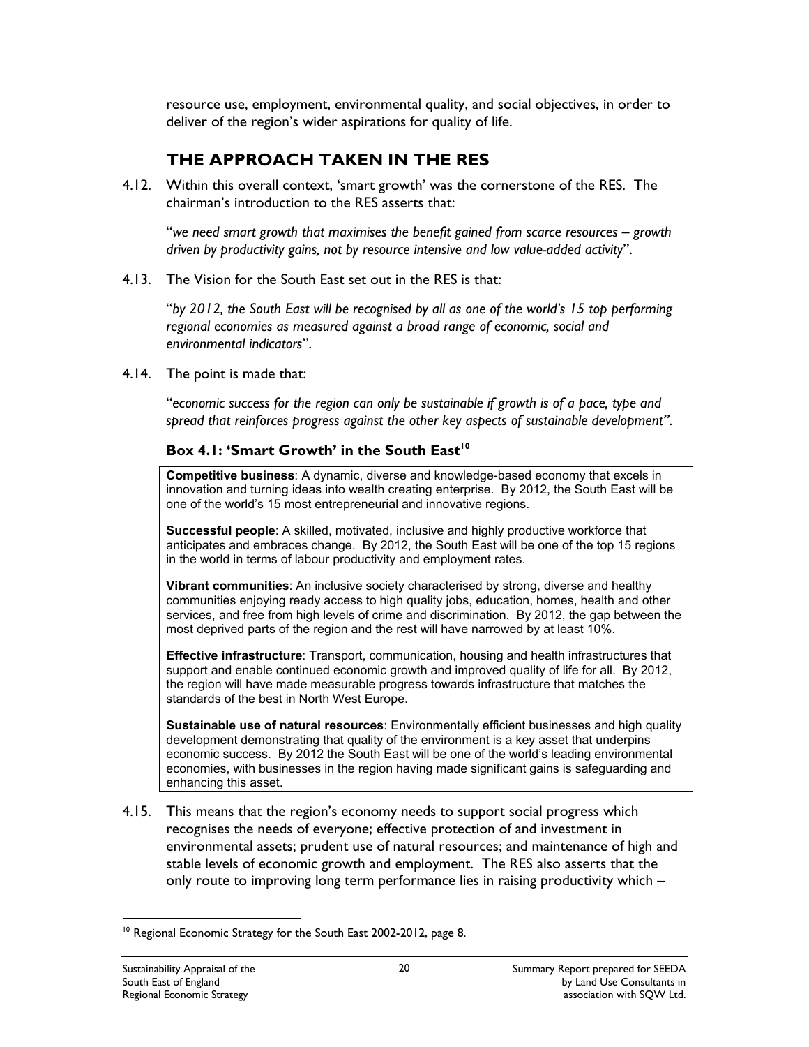resource use, employment, environmental quality, and social objectives, in order to deliver of the region's wider aspirations for quality of life.

## THE APPROACH TAKEN IN THE RES

4.12. Within this overall context, 'smart growth' was the cornerstone of the RES. The chairman's introduction to the RES asserts that:

> "*we need smart growth that maximises the benefit gained from scarce resources – growth driven by productivity gains, not by resource intensive and low value-added activity*".

4.13. The Vision for the South East set out in the RES is that:

> "*by 2012, the South East will be recognised by all as one of the world's 15 top performing regional economies as measured against a broad range of economic, social and environmental indicators*".

4.14. The point is made that:

> "*economic success for the region can only be sustainable if growth is of a pace, type and spread that reinforces progress against the other key aspects of sustainable development"*.

### Box 4.1: 'Smart Growth' in the South East[10]

**Competitive business**: A dynamic, diverse and knowledge-based economy that excels in innovation and turning ideas into wealth creating enterprise. By 2012, the South East will be one of the world's 15 most entrepreneurial and innovative regions.

**Successful people**: A skilled, motivated, inclusive and highly productive workforce that anticipates and embraces change. By 2012, the South East will be one of the top 15 regions in the world in terms of labour productivity and employment rates.

**Vibrant communities**: An inclusive society characterised by strong, diverse and healthy communities enjoying ready access to high quality jobs, education, homes, health and other services, and free from high levels of crime and discrimination. By 2012, the gap between the most deprived parts of the region and the rest will have narrowed by at least 10%.

**Effective infrastructure**: Transport, communication, housing and health infrastructures that support and enable continued economic growth and improved quality of life for all. By 2012, the region will have made measurable progress towards infrastructure that matches the standards of the best in North West Europe.

**Sustainable use of natural resources**: Environmentally efficient businesses and high quality development demonstrating that quality of the environment is a key asset that underpins economic success. By 2012 the South East will be one of the world's leading environmental economies, with businesses in the region having made significant gains is safeguarding and enhancing this asset.

4.15. This means that the region's economy needs to support social progress which recognises the needs of everyone; effective protection of and investment in environmental assets; prudent use of natural resources; and maintenance of high and stable levels of economic growth and employment. The RES also asserts that the only route to improving long term performance lies in raising productivity which –

---

[10] Regional Economic Strategy for the South East 2002-2012, page 8.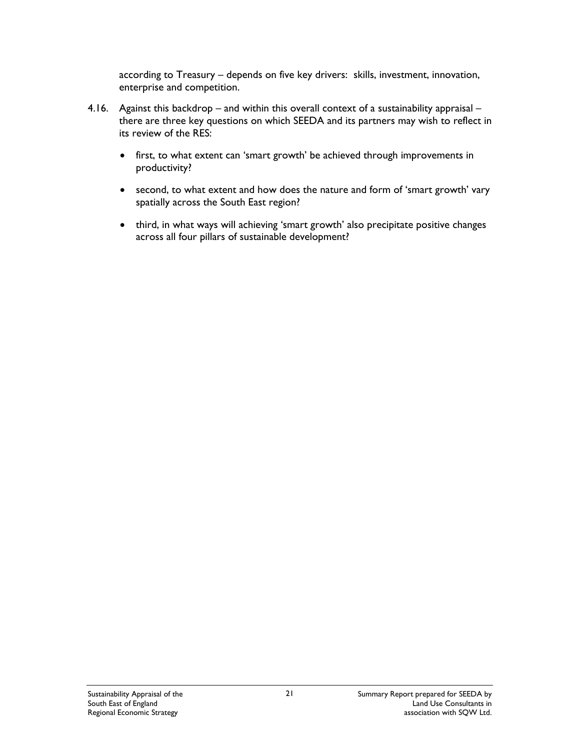according to Treasury – depends on five key drivers: skills, investment, innovation, enterprise and competition.

4.16. Against this backdrop – and within this overall context of a sustainability appraisal – there are three key questions on which SEEDA and its partners may wish to reflect in its review of the RES:

- first, to what extent can 'smart growth' be achieved through improvements in productivity?
- second, to what extent and how does the nature and form of 'smart growth' vary spatially across the South East region?
- third, in what ways will achieving 'smart growth' also precipitate positive changes across all four pillars of sustainable development?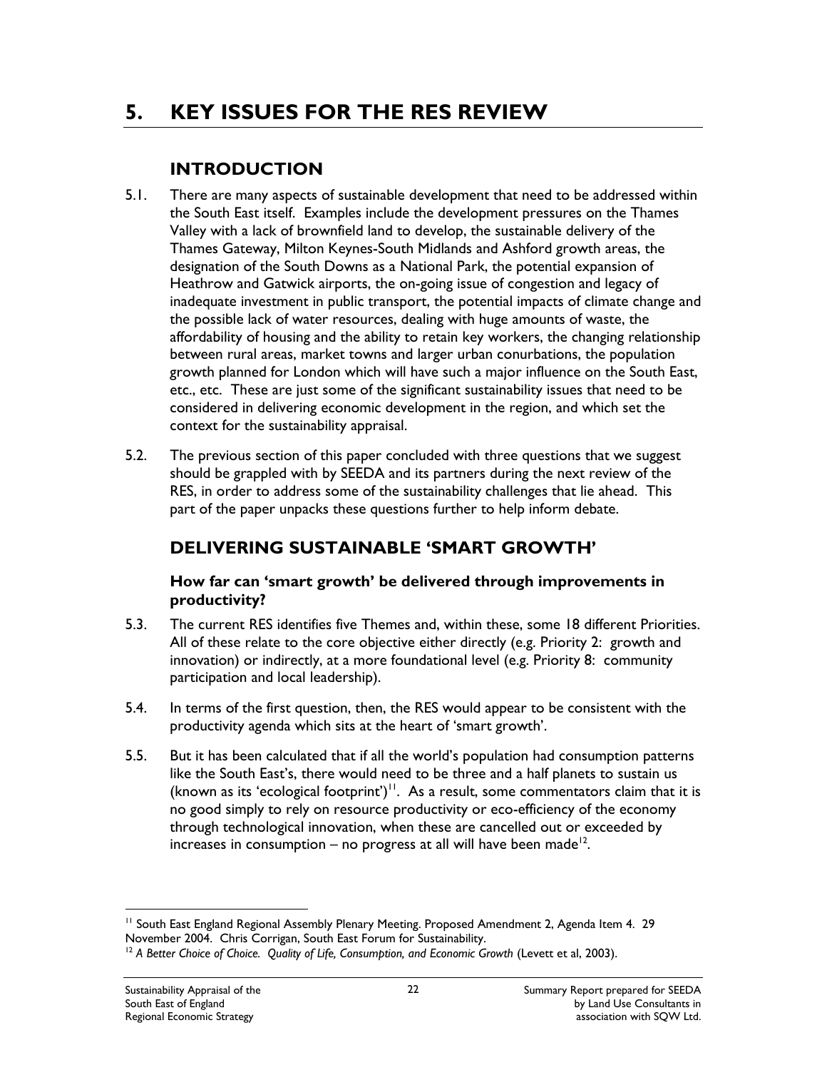# 5. KEY ISSUES FOR THE RES REVIEW

## INTRODUCTION

5.1. There are many aspects of sustainable development that need to be addressed within the South East itself. Examples include the development pressures on the Thames Valley with a lack of brownfield land to develop, the sustainable delivery of the Thames Gateway, Milton Keynes-South Midlands and Ashford growth areas, the designation of the South Downs as a National Park, the potential expansion of Heathrow and Gatwick airports, the on-going issue of congestion and legacy of inadequate investment in public transport, the potential impacts of climate change and the possible lack of water resources, dealing with huge amounts of waste, the affordability of housing and the ability to retain key workers, the changing relationship between rural areas, market towns and larger urban conurbations, the population growth planned for London which will have such a major influence on the South East, etc., etc. These are just some of the significant sustainability issues that need to be considered in delivering economic development in the region, and which set the context for the sustainability appraisal.

5.2. The previous section of this paper concluded with three questions that we suggest should be grappled with by SEEDA and its partners during the next review of the RES, in order to address some of the sustainability challenges that lie ahead. This part of the paper unpacks these questions further to help inform debate.

## DELIVERING SUSTAINABLE 'SMART GROWTH'

### How far can 'smart growth' be delivered through improvements in productivity?

5.3. The current RES identifies five Themes and, within these, some 18 different Priorities. All of these relate to the core objective either directly (e.g. Priority 2: growth and innovation) or indirectly, at a more foundational level (e.g. Priority 8: community participation and local leadership).

5.4. In terms of the first question, then, the RES would appear to be consistent with the productivity agenda which sits at the heart of 'smart growth'.

5.5. But it has been calculated that if all the world's population had consumption patterns like the South East's, there would need to be three and a half planets to sustain us (known as its 'ecological footprint')[11]. As a result, some commentators claim that it is no good simply to rely on resource productivity or eco-efficiency of the economy through technological innovation, when these are cancelled out or exceeded by increases in consumption – no progress at all will have been made[12].

---

[11] South East England Regional Assembly Plenary Meeting. Proposed Amendment 2, Agenda Item 4. 29 November 2004. Chris Corrigan, South East Forum for Sustainability.

[12] *A Better Choice of Choice. Quality of Life, Consumption, and Economic Growth* (Levett et al, 2003).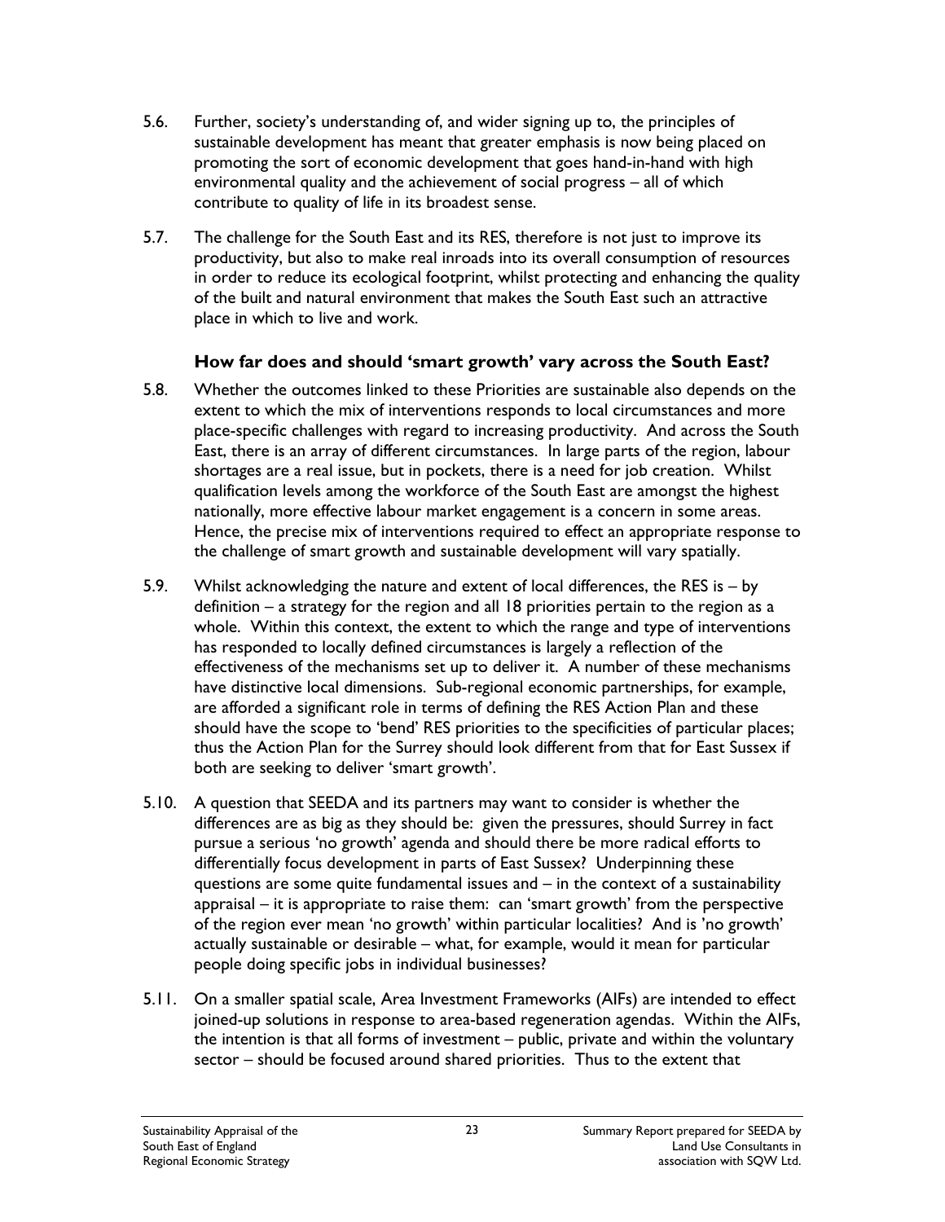5.6. Further, society's understanding of, and wider signing up to, the principles of sustainable development has meant that greater emphasis is now being placed on promoting the sort of economic development that goes hand-in-hand with high environmental quality and the achievement of social progress – all of which contribute to quality of life in its broadest sense.

5.7. The challenge for the South East and its RES, therefore is not just to improve its productivity, but also to make real inroads into its overall consumption of resources in order to reduce its ecological footprint, whilst protecting and enhancing the quality of the built and natural environment that makes the South East such an attractive place in which to live and work.

### How far does and should 'smart growth' vary across the South East?

5.8. Whether the outcomes linked to these Priorities are sustainable also depends on the extent to which the mix of interventions responds to local circumstances and more place-specific challenges with regard to increasing productivity. And across the South East, there is an array of different circumstances. In large parts of the region, labour shortages are a real issue, but in pockets, there is a need for job creation. Whilst qualification levels among the workforce of the South East are amongst the highest nationally, more effective labour market engagement is a concern in some areas. Hence, the precise mix of interventions required to effect an appropriate response to the challenge of smart growth and sustainable development will vary spatially.

5.9. Whilst acknowledging the nature and extent of local differences, the RES is – by definition – a strategy for the region and all 18 priorities pertain to the region as a whole. Within this context, the extent to which the range and type of interventions has responded to locally defined circumstances is largely a reflection of the effectiveness of the mechanisms set up to deliver it. A number of these mechanisms have distinctive local dimensions. Sub-regional economic partnerships, for example, are afforded a significant role in terms of defining the RES Action Plan and these should have the scope to 'bend' RES priorities to the specificities of particular places; thus the Action Plan for the Surrey should look different from that for East Sussex if both are seeking to deliver 'smart growth'.

5.10. A question that SEEDA and its partners may want to consider is whether the differences are as big as they should be: given the pressures, should Surrey in fact pursue a serious 'no growth' agenda and should there be more radical efforts to differentially focus development in parts of East Sussex? Underpinning these questions are some quite fundamental issues and – in the context of a sustainability appraisal – it is appropriate to raise them: can 'smart growth' from the perspective of the region ever mean 'no growth' within particular localities? And is 'no growth' actually sustainable or desirable – what, for example, would it mean for particular people doing specific jobs in individual businesses?

5.11. On a smaller spatial scale, Area Investment Frameworks (AIFs) are intended to effect joined-up solutions in response to area-based regeneration agendas. Within the AIFs, the intention is that all forms of investment – public, private and within the voluntary sector – should be focused around shared priorities. Thus to the extent that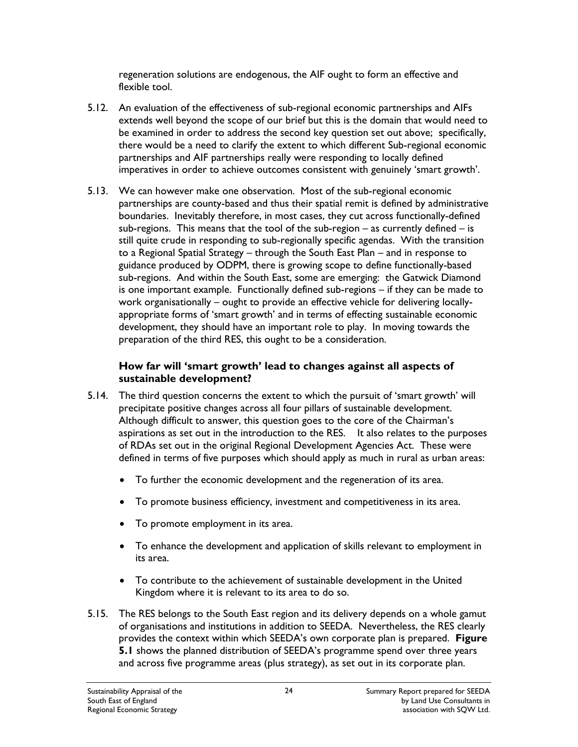regeneration solutions are endogenous, the AIF ought to form an effective and flexible tool.

5.12. An evaluation of the effectiveness of sub-regional economic partnerships and AIFs extends well beyond the scope of our brief but this is the domain that would need to be examined in order to address the second key question set out above; specifically, there would be a need to clarify the extent to which different Sub-regional economic partnerships and AIF partnerships really were responding to locally defined imperatives in order to achieve outcomes consistent with genuinely 'smart growth'.

5.13. We can however make one observation. Most of the sub-regional economic partnerships are county-based and thus their spatial remit is defined by administrative boundaries. Inevitably therefore, in most cases, they cut across functionally-defined sub-regions. This means that the tool of the sub-region – as currently defined – is still quite crude in responding to sub-regionally specific agendas. With the transition to a Regional Spatial Strategy – through the South East Plan – and in response to guidance produced by ODPM, there is growing scope to define functionally-based sub-regions. And within the South East, some are emerging: the Gatwick Diamond is one important example. Functionally defined sub-regions – if they can be made to work organisationally – ought to provide an effective vehicle for delivering locally-appropriate forms of 'smart growth' and in terms of effecting sustainable economic development, they should have an important role to play. In moving towards the preparation of the third RES, this ought to be a consideration.

### How far will 'smart growth' lead to changes against all aspects of sustainable development?

5.14. The third question concerns the extent to which the pursuit of 'smart growth' will precipitate positive changes across all four pillars of sustainable development. Although difficult to answer, this question goes to the core of the Chairman's aspirations as set out in the introduction to the RES. It also relates to the purposes of RDAs set out in the original Regional Development Agencies Act. These were defined in terms of five purposes which should apply as much in rural as urban areas:

- To further the economic development and the regeneration of its area.
- To promote business efficiency, investment and competitiveness in its area.
- To promote employment in its area.
- To enhance the development and application of skills relevant to employment in its area.
- To contribute to the achievement of sustainable development in the United Kingdom where it is relevant to its area to do so.

5.15. The RES belongs to the South East region and its delivery depends on a whole gamut of organisations and institutions in addition to SEEDA. Nevertheless, the RES clearly provides the context within which SEEDA's own corporate plan is prepared. **Figure 5.1** shows the planned distribution of SEEDA's programme spend over three years and across five programme areas (plus strategy), as set out in its corporate plan.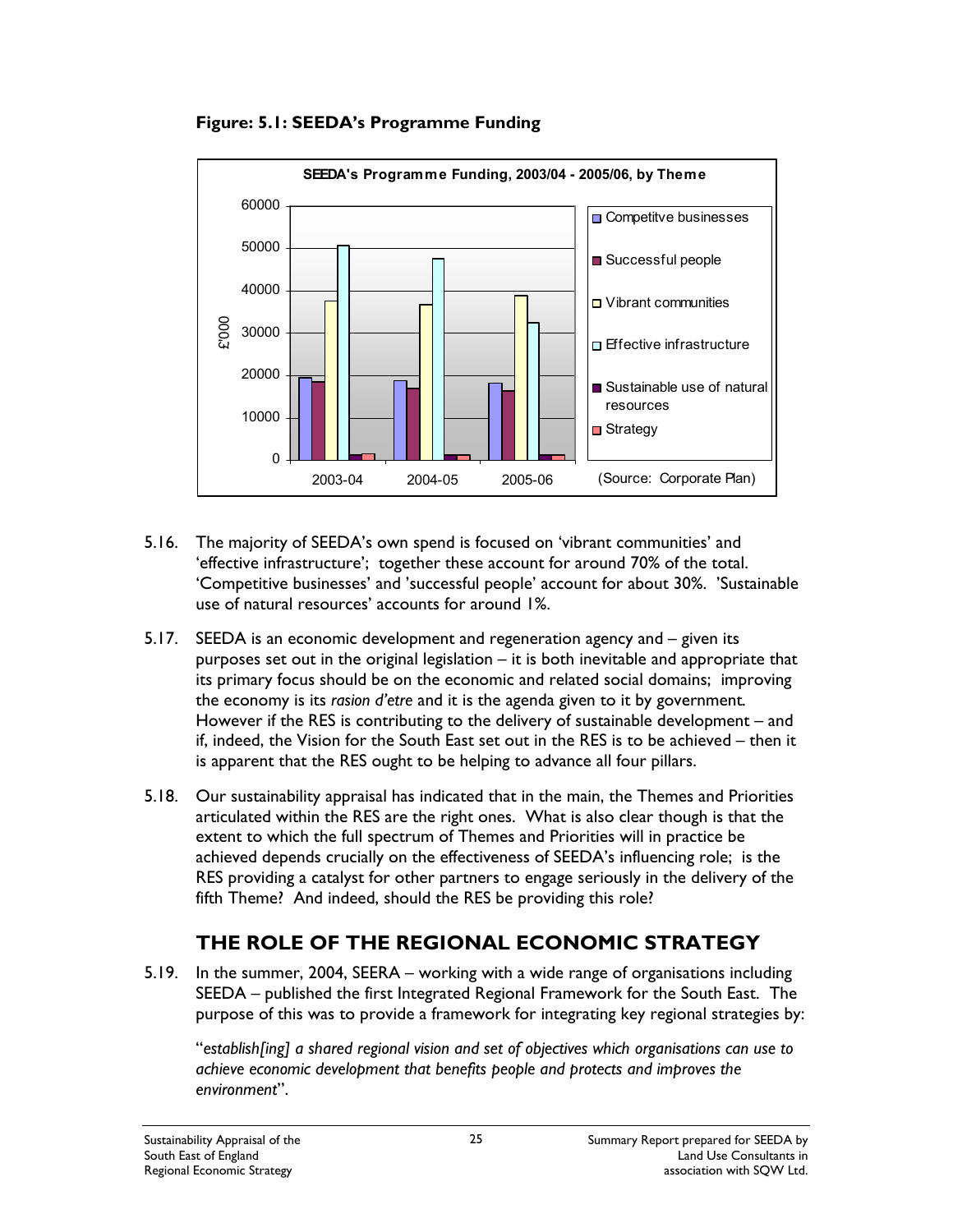**Figure: 5.1: SEEDA's Programme Funding**

5.16. The majority of SEEDA's own spend is focused on 'vibrant communities' and 'effective infrastructure'; together these account for around 70% of the total. 'Competitive businesses' and 'successful people' account for about 30%. 'Sustainable use of natural resources' accounts for around 1%.

5.17. SEEDA is an economic development and regeneration agency and – given its purposes set out in the original legislation – it is both inevitable and appropriate that its primary focus should be on the economic and related social domains; improving the economy is its *rasion d'etre* and it is the agenda given to it by government. However if the RES is contributing to the delivery of sustainable development – and if, indeed, the Vision for the South East set out in the RES is to be achieved – then it is apparent that the RES ought to be helping to advance all four pillars.

5.18. Our sustainability appraisal has indicated that in the main, the Themes and Priorities articulated within the RES are the right ones. What is also clear though is that the extent to which the full spectrum of Themes and Priorities will in practice be achieved depends crucially on the effectiveness of SEEDA's influencing role; is the RES providing a catalyst for other partners to engage seriously in the delivery of the fifth Theme? And indeed, should the RES be providing this role?

## THE ROLE OF THE REGIONAL ECONOMIC STRATEGY

5.19. In the summer, 2004, SEERA – working with a wide range of organisations including SEEDA – published the first Integrated Regional Framework for the South East. The purpose of this was to provide a framework for integrating key regional strategies by:

"*establish[ing] a shared regional vision and set of objectives which organisations can use to achieve economic development that benefits people and protects and improves the environment*".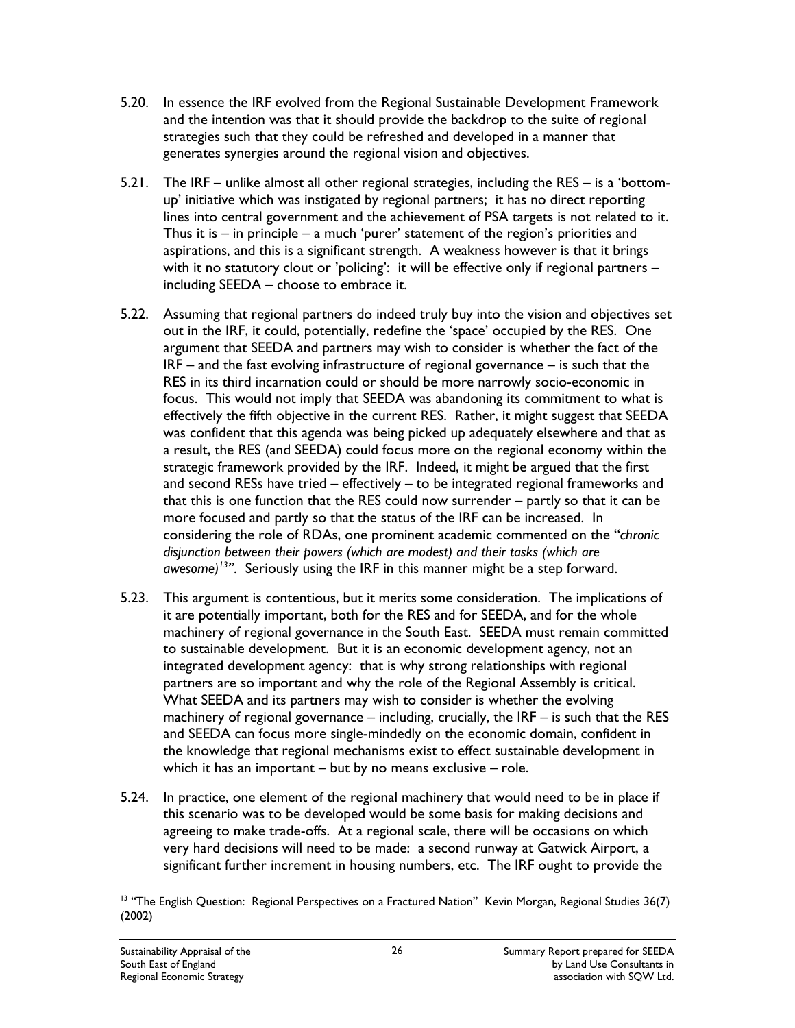5.20. In essence the IRF evolved from the Regional Sustainable Development Framework and the intention was that it should provide the backdrop to the suite of regional strategies such that they could be refreshed and developed in a manner that generates synergies around the regional vision and objectives.

5.21. The IRF – unlike almost all other regional strategies, including the RES – is a 'bottom-up' initiative which was instigated by regional partners; it has no direct reporting lines into central government and the achievement of PSA targets is not related to it. Thus it is – in principle – a much 'purer' statement of the region's priorities and aspirations, and this is a significant strength. A weakness however is that it brings with it no statutory clout or 'policing': it will be effective only if regional partners – including SEEDA – choose to embrace it.

5.22. Assuming that regional partners do indeed truly buy into the vision and objectives set out in the IRF, it could, potentially, redefine the 'space' occupied by the RES. One argument that SEEDA and partners may wish to consider is whether the fact of the IRF – and the fast evolving infrastructure of regional governance – is such that the RES in its third incarnation could or should be more narrowly socio-economic in focus. This would not imply that SEEDA was abandoning its commitment to what is effectively the fifth objective in the current RES. Rather, it might suggest that SEEDA was confident that this agenda was being picked up adequately elsewhere and that as a result, the RES (and SEEDA) could focus more on the regional economy within the strategic framework provided by the IRF. Indeed, it might be argued that the first and second RESs have tried – effectively – to be integrated regional frameworks and that this is one function that the RES could now surrender – partly so that it can be more focused and partly so that the status of the IRF can be increased. In considering the role of RDAs, one prominent academic commented on the "*chronic disjunction between their powers (which are modest) and their tasks (which are awesome)*[13]". Seriously using the IRF in this manner might be a step forward.

5.23. This argument is contentious, but it merits some consideration. The implications of it are potentially important, both for the RES and for SEEDA, and for the whole machinery of regional governance in the South East. SEEDA must remain committed to sustainable development. But it is an economic development agency, not an integrated development agency: that is why strong relationships with regional partners are so important and why the role of the Regional Assembly is critical. What SEEDA and its partners may wish to consider is whether the evolving machinery of regional governance – including, crucially, the IRF – is such that the RES and SEEDA can focus more single-mindedly on the economic domain, confident in the knowledge that regional mechanisms exist to effect sustainable development in which it has an important – but by no means exclusive – role.

5.24. In practice, one element of the regional machinery that would need to be in place if this scenario was to be developed would be some basis for making decisions and agreeing to make trade-offs. At a regional scale, there will be occasions on which very hard decisions will need to be made: a second runway at Gatwick Airport, a significant further increment in housing numbers, etc. The IRF ought to provide the

---

[13] "The English Question: Regional Perspectives on a Fractured Nation" Kevin Morgan, Regional Studies 36(7) (2002)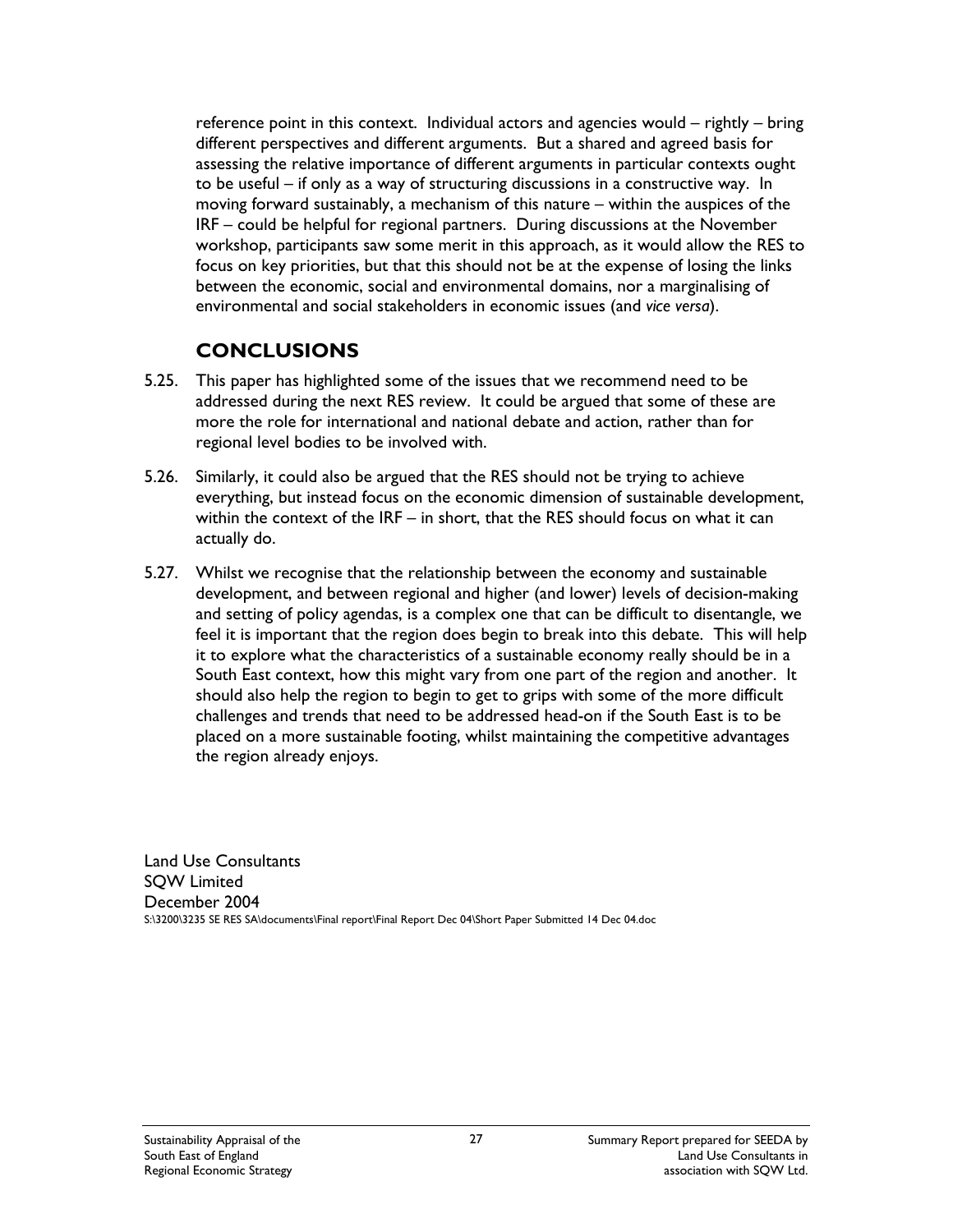reference point in this context. Individual actors and agencies would – rightly – bring different perspectives and different arguments. But a shared and agreed basis for assessing the relative importance of different arguments in particular contexts ought to be useful – if only as a way of structuring discussions in a constructive way. In moving forward sustainably, a mechanism of this nature – within the auspices of the IRF – could be helpful for regional partners. During discussions at the November workshop, participants saw some merit in this approach, as it would allow the RES to focus on key priorities, but that this should not be at the expense of losing the links between the economic, social and environmental domains, nor a marginalising of environmental and social stakeholders in economic issues (and *vice versa*).

## CONCLUSIONS

5.25. This paper has highlighted some of the issues that we recommend need to be addressed during the next RES review. It could be argued that some of these are more the role for international and national debate and action, rather than for regional level bodies to be involved with.

5.26. Similarly, it could also be argued that the RES should not be trying to achieve everything, but instead focus on the economic dimension of sustainable development, within the context of the IRF – in short, that the RES should focus on what it can actually do.

5.27. Whilst we recognise that the relationship between the economy and sustainable development, and between regional and higher (and lower) levels of decision-making and setting of policy agendas, is a complex one that can be difficult to disentangle, we feel it is important that the region does begin to break into this debate. This will help it to explore what the characteristics of a sustainable economy really should be in a South East context, how this might vary from one part of the region and another. It should also help the region to begin to get to grips with some of the more difficult challenges and trends that need to be addressed head-on if the South East is to be placed on a more sustainable footing, whilst maintaining the competitive advantages the region already enjoys.

Land Use Consultants
SQW Limited
December 2004
S:\3200\3235 SE RES SA\documents\Final report\Final Report Dec 04\Short Paper Submitted 14 Dec 04.doc